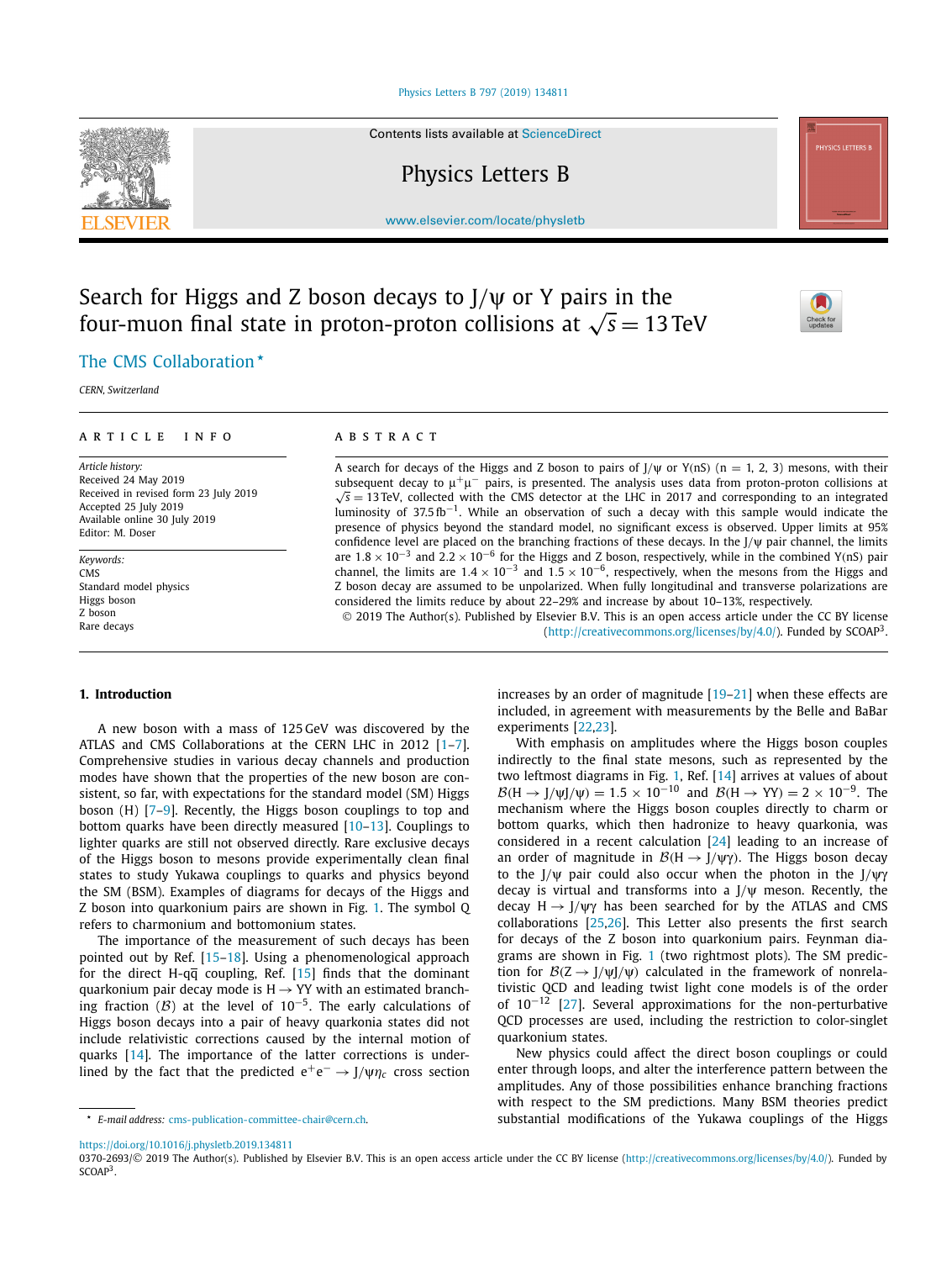Contents lists available at ScienceDirect

# Physics Letters B

www.elsevier.com/locate/physletb

# Search for Higgs and Z boson decays to J/ψ or Υ pairs in the four-muon final state in proton-proton collisions at $\sqrt{s} = 13$ TeV

The CMS Collaboration *

*CERN, Switzerland*

## ARTICLE INFO

*Article history:*
Received 24 May 2019
Received in revised form 23 July 2019
Accepted 25 July 2019
Available online 30 July 2019
Editor: M. Doser

*Keywords:*
CMS
Standard model physics
Higgs boson
Z boson
Rare decays

## ABSTRACT

A search for decays of the Higgs and Z boson to pairs of J/ψ or Υ(nS) (n = 1, 2, 3) mesons, with their subsequent decay to $\mu^+\mu^-$ pairs, is presented. The analysis uses data from proton-proton collisions at $\sqrt{s} = 13$ TeV, collected with the CMS detector at the LHC in 2017 and corresponding to an integrated luminosity of 37.5 fb$^{-1}$. While an observation of such a decay with this sample would indicate the presence of physics beyond the standard model, no significant excess is observed. Upper limits at 95% confidence level are placed on the branching fractions of these decays. In the J/ψ pair channel, the limits are $1.8 \times 10^{-3}$ and $2.2 \times 10^{-6}$ for the Higgs and Z boson, respectively, while in the combined Υ(nS) pair channel, the limits are $1.4 \times 10^{-3}$ and $1.5 \times 10^{-6}$, respectively, when the mesons from the Higgs and Z boson decay are assumed to be unpolarized. When fully longitudinal and transverse polarizations are considered the limits reduce by about 22–29% and increase by about 10–13%, respectively.

© 2019 The Author(s). Published by Elsevier B.V. This is an open access article under the CC BY license (http://creativecommons.org/licenses/by/4.0/). Funded by SCOAP[3].

## 1. Introduction

A new boson with a mass of 125 GeV was discovered by the ATLAS and CMS Collaborations at the CERN LHC in 2012 [1–7]. Comprehensive studies in various decay channels and production modes have shown that the properties of the new boson are consistent, so far, with expectations for the standard model (SM) Higgs boson (H) [7–9]. Recently, the Higgs boson couplings to top and bottom quarks have been directly measured [10–13]. Couplings to lighter quarks are still not observed directly. Rare exclusive decays of the Higgs boson to mesons provide experimentally clean final states to study Yukawa couplings to quarks and physics beyond the SM (BSM). Examples of diagrams for decays of the Higgs and Z boson into quarkonium pairs are shown in Fig. 1. The symbol Q refers to charmonium and bottomonium states.

The importance of the measurement of such decays has been pointed out by Ref. [15–18]. Using a phenomenological approach for the direct H-$q\bar{q}$ coupling, Ref. [15] finds that the dominant quarkonium pair decay mode is H → ΥΥ with an estimated branching fraction ($\mathcal{B}$) at the level of $10^{-5}$. The early calculations of Higgs boson decays into a pair of heavy quarkonia states did not include relativistic corrections caused by the internal motion of quarks [14]. The importance of the latter corrections is underlined by the fact that the predicted $e^+e^- \to J/\psi\eta_c$ cross section increases by an order of magnitude [19–21] when these effects are included, in agreement with measurements by the Belle and BaBar experiments [22,23].

With emphasis on amplitudes where the Higgs boson couples indirectly to the final state mesons, such as represented by the two leftmost diagrams in Fig. 1, Ref. [14] arrives at values of about $\mathcal{B}(H \to J/\psi J/\psi) = 1.5 \times 10^{-10}$ and $\mathcal{B}(H \to \Upsilon\Upsilon) = 2 \times 10^{-9}$. The mechanism where the Higgs boson couples directly to charm or bottom quarks, which then hadronize to heavy quarkonia, was considered in a recent calculation [24] leading to an increase of an order of magnitude in $\mathcal{B}(H \to J/\psi\gamma)$. The Higgs boson decay to the J/ψ pair could also occur when the photon in the J/ψγ decay is virtual and transforms into a J/ψ meson. Recently, the decay H → J/ψγ has been searched for by the ATLAS and CMS collaborations [25,26]. This Letter also presents the first search for decays of the Z boson into quarkonium pairs. Feynman diagrams are shown in Fig. 1 (two rightmost plots). The SM prediction for $\mathcal{B}(Z \to J/\psi J/\psi)$ calculated in the framework of nonrelativistic QCD and leading twist light cone models is of the order of $10^{-12}$ [27]. Several approximations for the non-perturbative QCD processes are used, including the restriction to color-singlet quarkonium states.

New physics could affect the direct boson couplings or could enter through loops, and alter the interference pattern between the amplitudes. Any of those possibilities enhance branching fractions with respect to the SM predictions. Many BSM theories predict substantial modifications of the Yukawa couplings of the Higgs

* E-mail address: cms-publication-committee-chair@cern.ch.

https://doi.org/10.1016/j.physletb.2019.134811
0370-2693/© 2019 The Author(s). Published by Elsevier B.V. This is an open access article under the CC BY license (http://creativecommons.org/licenses/by/4.0/). Funded by SCOAP[3].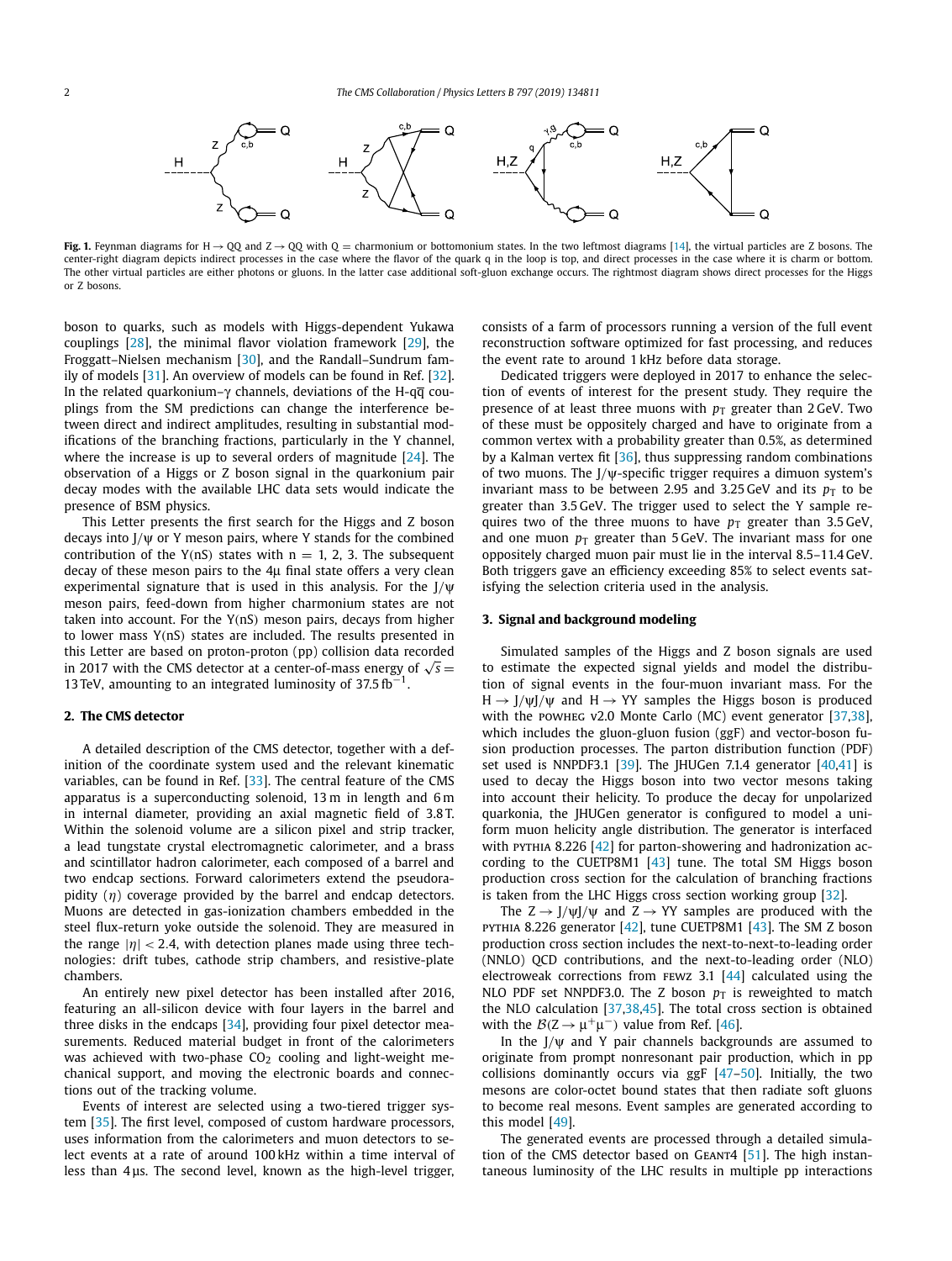**Fig. 1.** Feynman diagrams for $H \to QQ$ and $Z \to QQ$ with Q = charmonium or bottomonium states. In the two leftmost diagrams [14], the virtual particles are Z bosons. The center-right diagram depicts indirect processes in the case where the flavor of the quark q in the loop is top, and direct processes in the case where it is charm or bottom. The other virtual particles are either photons or gluons. In the latter case additional soft-gluon exchange occurs. The rightmost diagram shows direct processes for the Higgs or Z bosons.

boson to quarks, such as models with Higgs-dependent Yukawa couplings [28], the minimal flavor violation framework [29], the Froggatt–Nielsen mechanism [30], and the Randall–Sundrum family of models [31]. An overview of models can be found in Ref. [32]. In the related quarkonium–γ channels, deviations of the H-$q\overline{q}$ couplings from the SM predictions can change the interference between direct and indirect amplitudes, resulting in substantial modifications of the branching fractions, particularly in the Υ channel, where the increase is up to several orders of magnitude [24]. The observation of a Higgs or Z boson signal in the quarkonium pair decay modes with the available LHC data sets would indicate the presence of BSM physics.

This Letter presents the first search for the Higgs and Z boson decays into J/ψ or Υ meson pairs, where Υ stands for the combined contribution of the Υ(nS) states with n = 1, 2, 3. The subsequent decay of these meson pairs to the 4μ final state offers a very clean experimental signature that is used in this analysis. For the J/ψ meson pairs, feed-down from higher charmonium states are not taken into account. For the Υ(nS) meson pairs, decays from higher to lower mass Υ(nS) states are included. The results presented in this Letter are based on proton-proton (pp) collision data recorded in 2017 with the CMS detector at a center-of-mass energy of $\sqrt{s} = 13\,\text{TeV}$, amounting to an integrated luminosity of $37.5\,\text{fb}^{-1}$.

## 2. The CMS detector

A detailed description of the CMS detector, together with a definition of the coordinate system used and the relevant kinematic variables, can be found in Ref. [33]. The central feature of the CMS apparatus is a superconducting solenoid, 13 m in length and 6 m in internal diameter, providing an axial magnetic field of 3.8 T. Within the solenoid volume are a silicon pixel and strip tracker, a lead tungstate crystal electromagnetic calorimeter, and a brass and scintillator hadron calorimeter, each composed of a barrel and two endcap sections. Forward calorimeters extend the pseudorapidity ($\eta$) coverage provided by the barrel and endcap detectors. Muons are detected in gas-ionization chambers embedded in the steel flux-return yoke outside the solenoid. They are measured in the range $|\eta| < 2.4$, with detection planes made using three technologies: drift tubes, cathode strip chambers, and resistive-plate chambers.

An entirely new pixel detector has been installed after 2016, featuring an all-silicon device with four layers in the barrel and three disks in the endcaps [34], providing four pixel detector measurements. Reduced material budget in front of the calorimeters was achieved with two-phase $CO_2$ cooling and light-weight mechanical support, and moving the electronic boards and connections out of the tracking volume.

Events of interest are selected using a two-tiered trigger system [35]. The first level, composed of custom hardware processors, uses information from the calorimeters and muon detectors to select events at a rate of around 100 kHz within a time interval of less than 4 μs. The second level, known as the high-level trigger, consists of a farm of processors running a version of the full event reconstruction software optimized for fast processing, and reduces the event rate to around 1 kHz before data storage.

Dedicated triggers were deployed in 2017 to enhance the selection of events of interest for the present study. They require the presence of at least three muons with $p_T$ greater than 2 GeV. Two of these must be oppositely charged and have to originate from a common vertex with a probability greater than 0.5%, as determined by a Kalman vertex fit [36], thus suppressing random combinations of two muons. The J/ψ-specific trigger requires a dimuon system's invariant mass to be between 2.95 and 3.25 GeV and its $p_T$ to be greater than 3.5 GeV. The trigger used to select the Υ sample requires two of the three muons to have $p_T$ greater than 3.5 GeV, and one muon $p_T$ greater than 5 GeV. The invariant mass for one oppositely charged muon pair must lie in the interval 8.5–11.4 GeV. Both triggers gave an efficiency exceeding 85% to select events satisfying the selection criteria used in the analysis.

## 3. Signal and background modeling

Simulated samples of the Higgs and Z boson signals are used to estimate the expected signal yields and model the distribution of signal events in the four-muon invariant mass. For the $H \to J/\psi J/\psi$ and $H \to \Upsilon\Upsilon$ samples the Higgs boson is produced with the POWHEG v2.0 Monte Carlo (MC) event generator [37,38], which includes the gluon-gluon fusion (ggF) and vector-boson fusion production processes. The parton distribution function (PDF) set used is NNPDF3.1 [39]. The JHUGen 7.1.4 generator [40,41] is used to decay the Higgs boson into two vector mesons taking into account their helicity. To produce the decay for unpolarized quarkonia, the JHUGen generator is configured to model a uniform muon helicity angle distribution. The generator is interfaced with PYTHIA 8.226 [42] for parton-showering and hadronization according to the CUETP8M1 [43] tune. The total SM Higgs boson production cross section for the calculation of branching fractions is taken from the LHC Higgs cross section working group [32].

The $Z \to J/\psi J/\psi$ and $Z \to \Upsilon\Upsilon$ samples are produced with the PYTHIA 8.226 generator [42], tune CUETP8M1 [43]. The SM Z boson production cross section includes the next-to-next-to-leading order (NNLO) QCD contributions, and the next-to-leading order (NLO) electroweak corrections from FEWZ 3.1 [44] calculated using the NLO PDF set NNPDF3.0. The Z boson $p_T$ is reweighted to match the NLO calculation [37,38,45]. The total cross section is obtained with the $\mathcal{B}(Z \to \mu^+\mu^-)$ value from Ref. [46].

In the J/ψ and Υ pair channels backgrounds are assumed to originate from prompt nonresonant pair production, which in pp collisions dominantly occurs via ggF [47–50]. Initially, the two mesons are color-octet bound states that then radiate soft gluons to become real mesons. Event samples are generated according to this model [49].

The generated events are processed through a detailed simulation of the CMS detector based on GEANT4 [51]. The high instantaneous luminosity of the LHC results in multiple pp interactions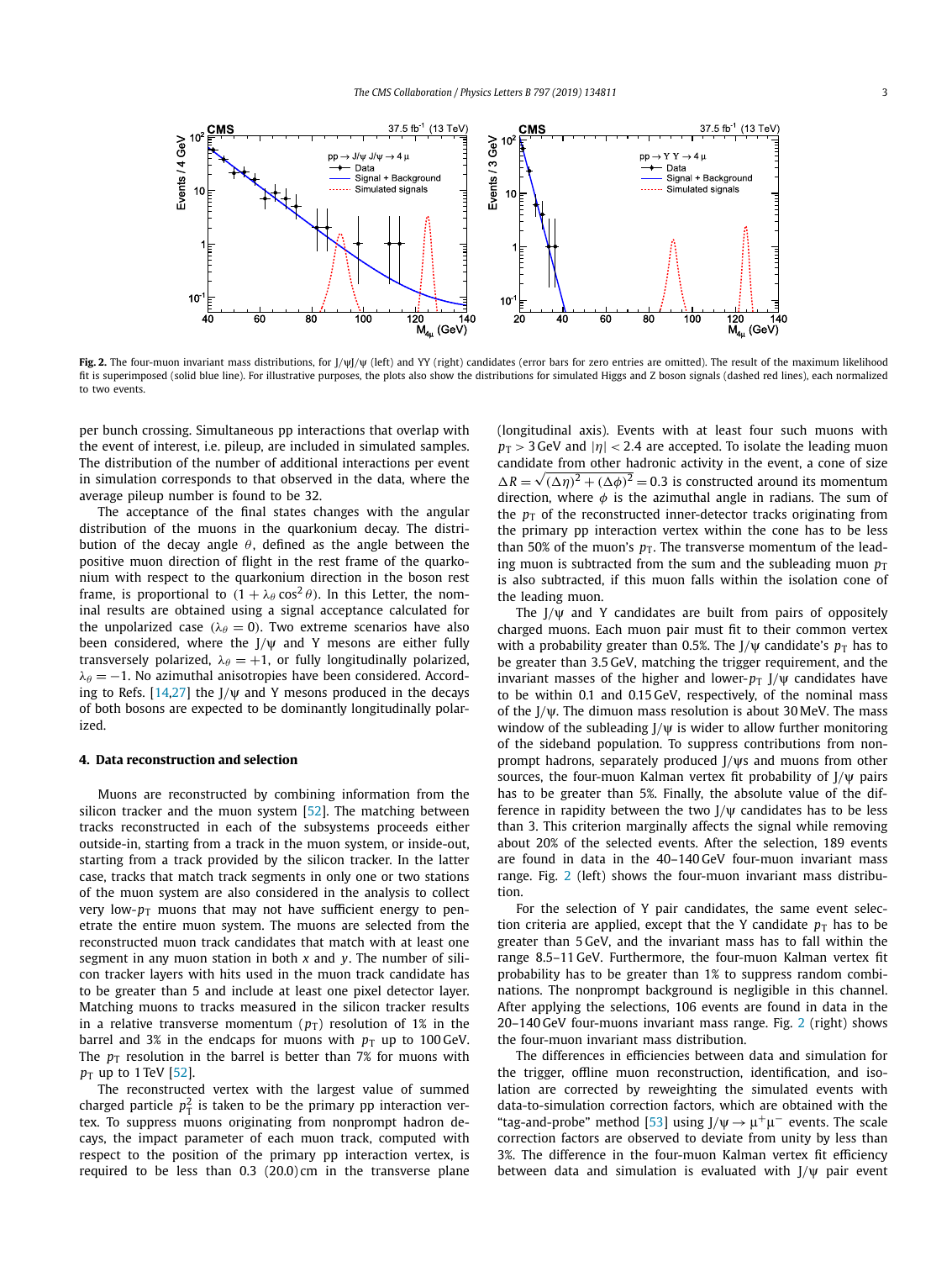**Fig. 2.** The four-muon invariant mass distributions, for J/ψJ/ψ (left) and ΥΥ (right) candidates (error bars for zero entries are omitted). The result of the maximum likelihood fit is superimposed (solid blue line). For illustrative purposes, the plots also show the distributions for simulated Higgs and Z boson signals (dashed red lines), each normalized to two events.

per bunch crossing. Simultaneous pp interactions that overlap with the event of interest, i.e. pileup, are included in simulated samples. The distribution of the number of additional interactions per event in simulation corresponds to that observed in the data, where the average pileup number is found to be 32.

The acceptance of the final states changes with the angular distribution of the muons in the quarkonium decay. The distribution of the decay angle $\theta$, defined as the angle between the positive muon direction of flight in the rest frame of the quarkonium with respect to the quarkonium direction in the boson rest frame, is proportional to $(1 + \lambda_\theta \cos^2\theta)$. In this Letter, the nominal results are obtained using a signal acceptance calculated for the unpolarized case ($\lambda_\theta = 0$). Two extreme scenarios have also been considered, where the J/ψ and Υ mesons are either fully transversely polarized, $\lambda_\theta = +1$, or fully longitudinally polarized, $\lambda_\theta = -1$. No azimuthal anisotropies have been considered. According to Refs. [14,27] the J/ψ and Υ mesons produced in the decays of both bosons are expected to be dominantly longitudinally polarized.

## 4. Data reconstruction and selection

Muons are reconstructed by combining information from the silicon tracker and the muon system [52]. The matching between tracks reconstructed in each of the subsystems proceeds either outside-in, starting from a track in the muon system, or inside-out, starting from a track provided by the silicon tracker. In the latter case, tracks that match track segments in only one or two stations of the muon system are also considered in the analysis to collect very low-$p_T$ muons that may not have sufficient energy to penetrate the entire muon system. The muons are selected from the reconstructed muon track candidates that match with at least one segment in any muon station in both $x$ and $y$. The number of silicon tracker layers with hits used in the muon track candidate has to be greater than 5 and include at least one pixel detector layer. Matching muons to tracks measured in the silicon tracker results in a relative transverse momentum ($p_T$) resolution of 1% in the barrel and 3% in the endcaps for muons with $p_T$ up to 100 GeV. The $p_T$ resolution in the barrel is better than 7% for muons with $p_T$ up to 1 TeV [52].

The reconstructed vertex with the largest value of summed charged particle $p_T^2$ is taken to be the primary pp interaction vertex. To suppress muons originating from nonprompt hadron decays, the impact parameter of each muon track, computed with respect to the position of the primary pp interaction vertex, is required to be less than 0.3 (20.0) cm in the transverse plane (longitudinal axis). Events with at least four such muons with $p_T > 3$ GeV and $|\eta| < 2.4$ are accepted. To isolate the leading muon candidate from other hadronic activity in the event, a cone of size $\Delta R = \sqrt{(\Delta\eta)^2 + (\Delta\phi)^2} = 0.3$ is constructed around its momentum direction, where $\phi$ is the azimuthal angle in radians. The sum of the $p_T$ of the reconstructed inner-detector tracks originating from the primary pp interaction vertex within the cone has to be less than 50% of the muon's $p_T$. The transverse momentum of the leading muon is subtracted from the sum and the subleading muon $p_T$ is also subtracted, if this muon falls within the isolation cone of the leading muon.

The J/ψ and Υ candidates are built from pairs of oppositely charged muons. Each muon pair must fit to their common vertex with a probability greater than 0.5%. The J/ψ candidate's $p_T$ has to be greater than 3.5 GeV, matching the trigger requirement, and the invariant masses of the higher and lower-$p_T$ J/ψ candidates have to be within 0.1 and 0.15 GeV, respectively, of the nominal mass of the J/ψ. The dimuon mass resolution is about 30 MeV. The mass window of the subleading J/ψ is wider to allow further monitoring of the sideband population. To suppress contributions from nonprompt hadrons, separately produced J/ψs and muons from other sources, the four-muon Kalman vertex fit probability of J/ψ pairs has to be greater than 5%. Finally, the absolute value of the difference in rapidity between the two J/ψ candidates has to be less than 3. This criterion marginally affects the signal while removing about 20% of the selected events. After the selection, 189 events are found in data in the 40–140 GeV four-muon invariant mass range. Fig. 2 (left) shows the four-muon invariant mass distribution.

For the selection of Υ pair candidates, the same event selection criteria are applied, except that the Υ candidate $p_T$ has to be greater than 5 GeV, and the invariant mass has to fall within the range 8.5–11 GeV. Furthermore, the four-muon Kalman vertex fit probability has to be greater than 1% to suppress random combinations. The nonprompt background is negligible in this channel. After applying the selections, 106 events are found in data in the 20–140 GeV four-muons invariant mass range. Fig. 2 (right) shows the four-muon invariant mass distribution.

The differences in efficiencies between data and simulation for the trigger, offline muon reconstruction, identification, and isolation are corrected by reweighting the simulated events with data-to-simulation correction factors, which are obtained with the "tag-and-probe" method [53] using $J/\psi \to \mu^+\mu^-$ events. The scale correction factors are observed to deviate from unity by less than 3%. The difference in the four-muon Kalman vertex fit efficiency between data and simulation is evaluated with J/ψ pair event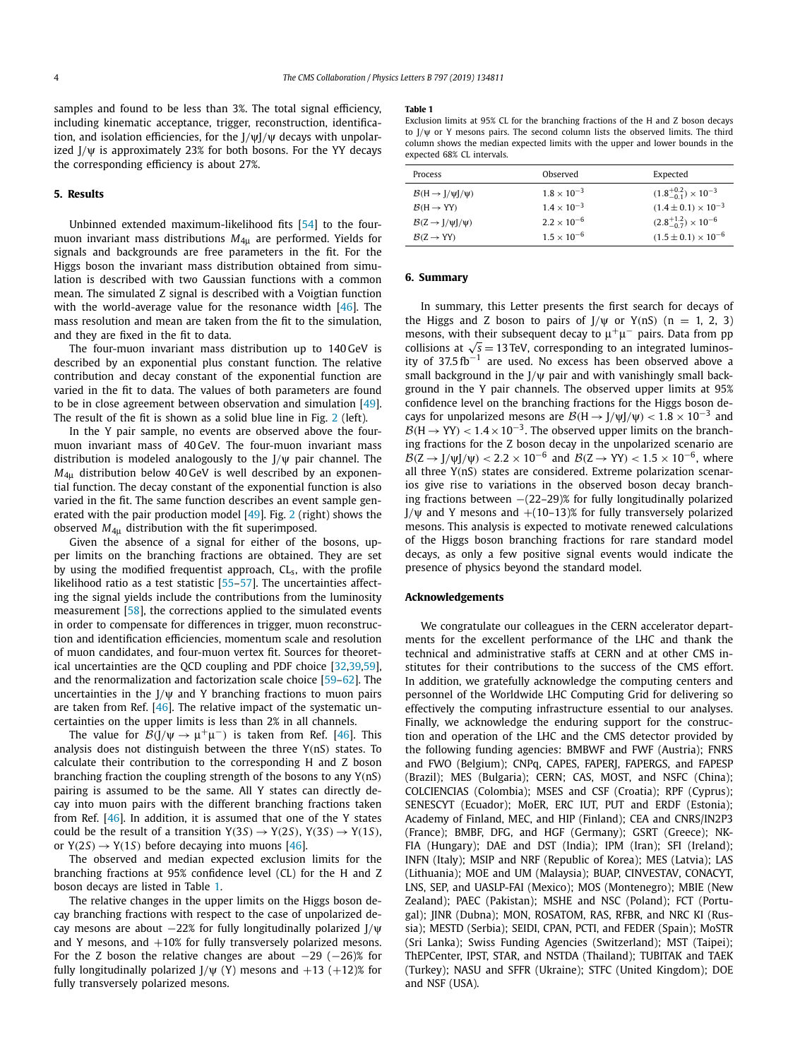samples and found to be less than 3%. The total signal efficiency, including kinematic acceptance, trigger, reconstruction, identification, and isolation efficiencies, for the J/ψJ/ψ decays with unpolarized J/ψ is approximately 23% for both bosons. For the ΥΥ decays the corresponding efficiency is about 27%.

## 5. Results

Unbinned extended maximum-likelihood fits [54] to the four-muon invariant mass distributions $M_{4\mu}$ are performed. Yields for signals and backgrounds are free parameters in the fit. For the Higgs boson the invariant mass distribution obtained from simulation is described with two Gaussian functions with a common mean. The simulated Z signal is described with a Voigtian function with the world-average value for the resonance width [46]. The mass resolution and mean are taken from the fit to the simulation, and they are fixed in the fit to data.

The four-muon invariant mass distribution up to 140 GeV is described by an exponential plus constant function. The relative contribution and decay constant of the exponential function are varied in the fit to data. The values of both parameters are found to be in close agreement between observation and simulation [49]. The result of the fit is shown as a solid blue line in Fig. 2 (left).

In the Υ pair sample, no events are observed above the four-muon invariant mass of 40 GeV. The four-muon invariant mass distribution is modeled analogously to the J/ψ pair channel. The $M_{4\mu}$ distribution below 40 GeV is well described by an exponential function. The decay constant of the exponential function is also varied in the fit. The same function describes an event sample generated with the pair production model [49]. Fig. 2 (right) shows the observed $M_{4\mu}$ distribution with the fit superimposed.

Given the absence of a signal for either of the bosons, upper limits on the branching fractions are obtained. They are set by using the modified frequentist approach, $\mathrm{CL_s}$, with the profile likelihood ratio as a test statistic [55–57]. The uncertainties affecting the signal yields include the contributions from the luminosity measurement [58], the corrections applied to the simulated events in order to compensate for differences in trigger, muon reconstruction and identification efficiencies, momentum scale and resolution of muon candidates, and four-muon vertex fit. Sources for theoretical uncertainties are the QCD coupling and PDF choice [32,39,59], and the renormalization and factorization scale choice [59–62]. The uncertainties in the J/ψ and Υ branching fractions to muon pairs are taken from Ref. [46]. The relative impact of the systematic uncertainties on the upper limits is less than 2% in all channels.

The value for $\mathcal{B}(\mathrm{J}/\psi \to \mu^+\mu^-)$ is taken from Ref. [46]. This analysis does not distinguish between the three Υ(nS) states. To calculate their contribution to the corresponding H and Z boson branching fraction the coupling strength of the bosons to any Υ(nS) pairing is assumed to be the same. All Υ states can directly decay into muon pairs with the different branching fractions taken from Ref. [46]. In addition, it is assumed that one of the Υ states could be the result of a transition Υ(3S) → Υ(2S), Υ(3S) → Υ(1S), or Υ(2S) → Υ(1S) before decaying into muons [46].

The observed and median expected exclusion limits for the branching fractions at 95% confidence level (CL) for the H and Z boson decays are listed in Table 1.

The relative changes in the upper limits on the Higgs boson decay branching fractions with respect to the case of unpolarized decay mesons are about −22% for fully longitudinally polarized J/ψ and Υ mesons, and +10% for fully transversely polarized mesons. For the Z boson the relative changes are about −29 (−26)% for fully longitudinally polarized J/ψ (Υ) mesons and +13 (+12)% for fully transversely polarized mesons.

**Table 1**
Exclusion limits at 95% CL for the branching fractions of the H and Z boson decays to J/ψ or Υ mesons pairs. The second column lists the observed limits. The third column shows the median expected limits with the upper and lower bounds in the expected 68% CL intervals.

| Process | Observed | Expected |
|---|---|---|
| $\mathcal{B}(\mathrm{H} \to \mathrm{J}/\psi\mathrm{J}/\psi)$ | $1.8 \times 10^{-3}$ | $(1.8^{+0.2}_{-0.1}) \times 10^{-3}$ |
| $\mathcal{B}(\mathrm{H} \to \Upsilon\Upsilon)$ | $1.4 \times 10^{-3}$ | $(1.4 \pm 0.1) \times 10^{-3}$ |
| $\mathcal{B}(\mathrm{Z} \to \mathrm{J}/\psi\mathrm{J}/\psi)$ | $2.2 \times 10^{-6}$ | $(2.8^{+1.2}_{-0.7}) \times 10^{-6}$ |
| $\mathcal{B}(\mathrm{Z} \to \Upsilon\Upsilon)$ | $1.5 \times 10^{-6}$ | $(1.5 \pm 0.1) \times 10^{-6}$ |

## 6. Summary

In summary, this Letter presents the first search for decays of the Higgs and Z boson to pairs of J/ψ or Υ(nS) (n = 1, 2, 3) mesons, with their subsequent decay to $\mu^+\mu^-$ pairs. Data from pp collisions at $\sqrt{s} = 13\,\mathrm{TeV}$, corresponding to an integrated luminosity of $37.5\,\mathrm{fb}^{-1}$ are used. No excess has been observed above a small background in the J/ψ pair and with vanishingly small background in the Υ pair channels. The observed upper limits at 95% confidence level on the branching fractions for the Higgs boson decays for unpolarized mesons are $\mathcal{B}(\mathrm{H} \to \mathrm{J}/\psi\mathrm{J}/\psi) < 1.8 \times 10^{-3}$ and $\mathcal{B}(\mathrm{H} \to \Upsilon\Upsilon) < 1.4 \times 10^{-3}$. The observed upper limits on the branching fractions for the Z boson decay in the unpolarized scenario are $\mathcal{B}(\mathrm{Z} \to \mathrm{J}/\psi\mathrm{J}/\psi) < 2.2 \times 10^{-6}$ and $\mathcal{B}(\mathrm{Z} \to \Upsilon\Upsilon) < 1.5 \times 10^{-6}$, where all three Υ(nS) states are considered. Extreme polarization scenarios give rise to variations in the observed boson decay branching fractions between −(22–29)% for fully longitudinally polarized J/ψ and Υ mesons and +(10–13)% for fully transversely polarized mesons. This analysis is expected to motivate renewed calculations of the Higgs boson branching fractions for rare standard model decays, as only a few positive signal events would indicate the presence of physics beyond the standard model.

## Acknowledgements

We congratulate our colleagues in the CERN accelerator departments for the excellent performance of the LHC and thank the technical and administrative staffs at CERN and at other CMS institutes for their contributions to the success of the CMS effort. In addition, we gratefully acknowledge the computing centers and personnel of the Worldwide LHC Computing Grid for delivering so effectively the computing infrastructure essential to our analyses. Finally, we acknowledge the enduring support for the construction and operation of the LHC and the CMS detector provided by the following funding agencies: BMBWF and FWF (Austria); FNRS and FWO (Belgium); CNPq, CAPES, FAPERJ, FAPERGS, and FAPESP (Brazil); MES (Bulgaria); CERN; CAS, MOST, and NSFC (China); COLCIENCIAS (Colombia); MSES and CSF (Croatia); RPF (Cyprus); SENESCYT (Ecuador); MoER, ERC IUT, PUT and ERDF (Estonia); Academy of Finland, MEC, and HIP (Finland); CEA and CNRS/IN2P3 (France); BMBF, DFG, and HGF (Germany); GSRT (Greece); NKFIA (Hungary); DAE and DST (India); IPM (Iran); SFI (Ireland); INFN (Italy); MSIP and NRF (Republic of Korea); MES (Latvia); LAS (Lithuania); MOE and UM (Malaysia); BUAP, CINVESTAV, CONACYT, LNS, SEP, and UASLP-FAI (Mexico); MOS (Montenegro); MBIE (New Zealand); PAEC (Pakistan); MSHE and NSC (Poland); FCT (Portugal); JINR (Dubna); MON, ROSATOM, RAS, RFBR, and NRC KI (Russia); MESTD (Serbia); SEIDI, CPAN, PCTI, and FEDER (Spain); MoSTR (Sri Lanka); Swiss Funding Agencies (Switzerland); MST (Taipei); ThEPCenter, IPST, STAR, and NSTDA (Thailand); TUBITAK and TAEK (Turkey); NASU and SFFR (Ukraine); STFC (United Kingdom); DOE and NSF (USA).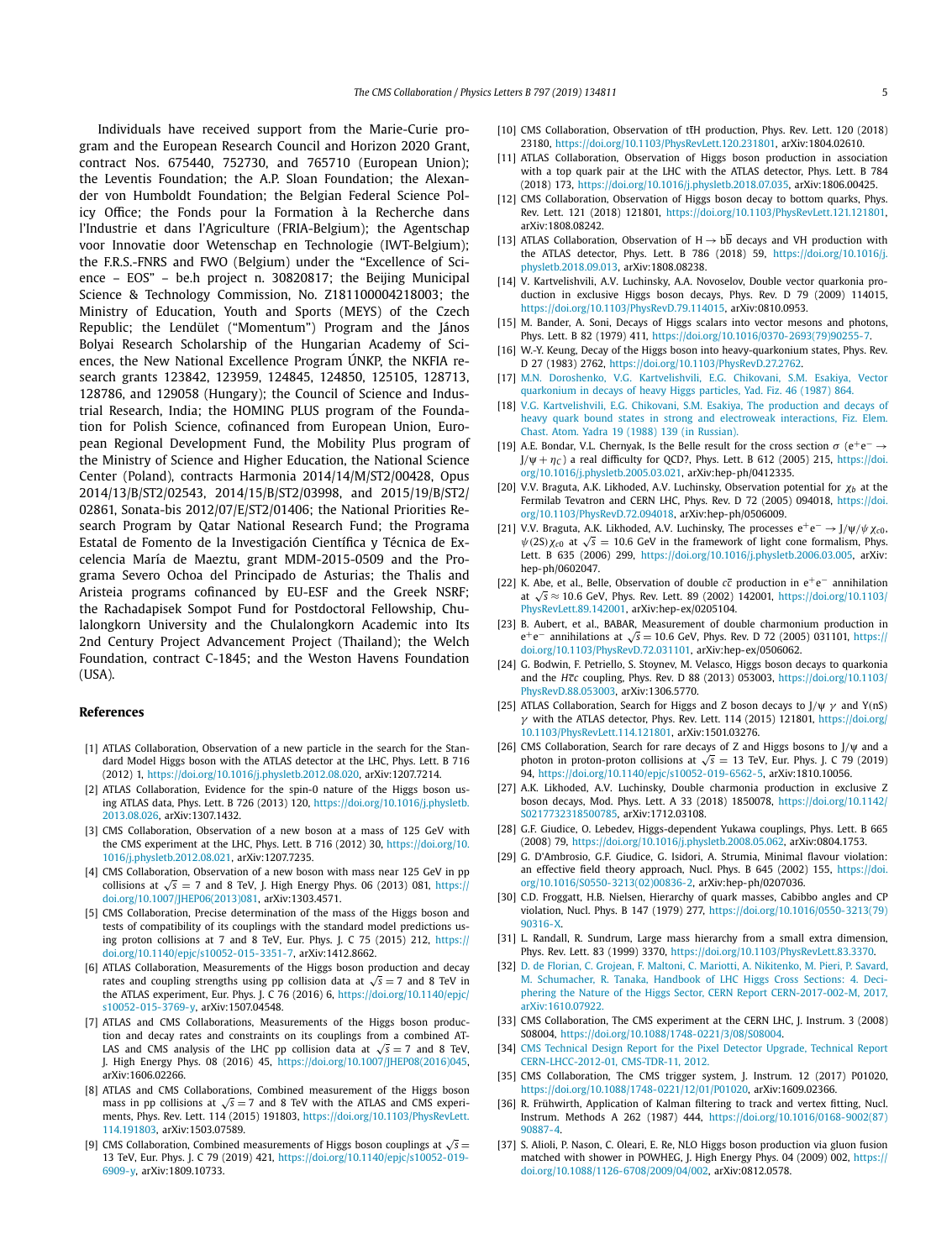Individuals have received support from the Marie-Curie program and the European Research Council and Horizon 2020 Grant, contract Nos. 675440, 752730, and 765710 (European Union); the Leventis Foundation; the A.P. Sloan Foundation; the Alexander von Humboldt Foundation; the Belgian Federal Science Policy Office; the Fonds pour la Formation à la Recherche dans l'Industrie et dans l'Agriculture (FRIA-Belgium); the Agentschap voor Innovatie door Wetenschap en Technologie (IWT-Belgium); the F.R.S.-FNRS and FWO (Belgium) under the "Excellence of Science – EOS" – be.h project n. 30820817; the Beijing Municipal Science & Technology Commission, No. Z181100004218003; the Ministry of Education, Youth and Sports (MEYS) of the Czech Republic; the Lendület ("Momentum") Program and the János Bolyai Research Scholarship of the Hungarian Academy of Sciences, the New National Excellence Program ÚNKP, the NKFIA research grants 123842, 123959, 124845, 124850, 125105, 128713, 128786, and 129058 (Hungary); the Council of Science and Industrial Research, India; the HOMING PLUS program of the Foundation for Polish Science, cofinanced from European Union, European Regional Development Fund, the Mobility Plus program of the Ministry of Science and Higher Education, the National Science Center (Poland), contracts Harmonia 2014/14/M/ST2/00428, Opus 2014/13/B/ST2/02543, 2014/15/B/ST2/03998, and 2015/19/B/ST2/02861, Sonata-bis 2012/07/E/ST2/01406; the National Priorities Research Program by Qatar National Research Fund; the Programa Estatal de Fomento de la Investigación Científica y Técnica de Excelencia María de Maeztu, grant MDM-2015-0509 and the Programa Severo Ochoa del Principado de Asturias; the Thalis and Aristeia programs cofinanced by EU-ESF and the Greek NSRF; the Rachadapisek Sompot Fund for Postdoctoral Fellowship, Chulalongkorn University and the Chulalongkorn Academic into Its 2nd Century Project Advancement Project (Thailand); the Welch Foundation, contract C-1845; and the Weston Havens Foundation (USA).

## References

[1] ATLAS Collaboration, Observation of a new particle in the search for the Standard Model Higgs boson with the ATLAS detector at the LHC, Phys. Lett. B 716 (2012) 1, https://doi.org/10.1016/j.physletb.2012.08.020, arXiv:1207.7214.

[2] ATLAS Collaboration, Evidence for the spin-0 nature of the Higgs boson using ATLAS data, Phys. Lett. B 726 (2013) 120, https://doi.org/10.1016/j.physletb.2013.08.026, arXiv:1307.1432.

[3] CMS Collaboration, Observation of a new boson at a mass of 125 GeV with the CMS experiment at the LHC, Phys. Lett. B 716 (2012) 30, https://doi.org/10.1016/j.physletb.2012.08.021, arXiv:1207.7235.

[4] CMS Collaboration, Observation of a new boson with mass near 125 GeV in pp collisions at $\sqrt{s}$ = 7 and 8 TeV, J. High Energy Phys. 06 (2013) 081, https://doi.org/10.1007/JHEP06(2013)081, arXiv:1303.4571.

[5] CMS Collaboration, Precise determination of the mass of the Higgs boson and tests of compatibility of its couplings with the standard model predictions using proton collisions at 7 and 8 TeV, Eur. Phys. J. C 75 (2015) 212, https://doi.org/10.1140/epjc/s10052-015-3351-7, arXiv:1412.8662.

[6] ATLAS Collaboration, Measurements of the Higgs boson production and decay rates and coupling strengths using pp collision data at $\sqrt{s}$ = 7 and 8 TeV in the ATLAS experiment, Eur. Phys. J. C 76 (2016) 6, https://doi.org/10.1140/epjc/s10052-015-3769-y, arXiv:1507.04548.

[7] ATLAS and CMS Collaborations, Measurements of the Higgs boson production and decay rates and constraints on its couplings from a combined ATLAS and CMS analysis of the LHC pp collision data at $\sqrt{s}$ = 7 and 8 TeV, J. High Energy Phys. 08 (2016) 45, https://doi.org/10.1007/JHEP08(2016)045, arXiv:1606.02266.

[8] ATLAS and CMS Collaborations, Combined measurement of the Higgs boson mass in pp collisions at $\sqrt{s}$ = 7 and 8 TeV with the ATLAS and CMS experiments, Phys. Rev. Lett. 114 (2015) 191803, https://doi.org/10.1103/PhysRevLett.114.191803, arXiv:1503.07589.

[9] CMS Collaboration, Combined measurements of Higgs boson couplings at $\sqrt{s}$ = 13 TeV, Eur. Phys. J. C 79 (2019) 421, https://doi.org/10.1140/epjc/s10052-019-6909-y, arXiv:1809.10733.

[10] CMS Collaboration, Observation of $t\bar{t}H$ production, Phys. Rev. Lett. 120 (2018) 23180, https://doi.org/10.1103/PhysRevLett.120.231801, arXiv:1804.02610.

[11] ATLAS Collaboration, Observation of Higgs boson production in association with a top quark pair at the LHC with the ATLAS detector, Phys. Lett. B 784 (2018) 173, https://doi.org/10.1016/j.physletb.2018.07.035, arXiv:1806.00425.

[12] CMS Collaboration, Observation of Higgs boson decay to bottom quarks, Phys. Rev. Lett. 121 (2018) 121801, https://doi.org/10.1103/PhysRevLett.121.121801, arXiv:1808.08242.

[13] ATLAS Collaboration, Observation of $H \to b\bar{b}$ decays and VH production with the ATLAS detector, Phys. Lett. B 786 (2018) 59, https://doi.org/10.1016/j.physletb.2018.09.013, arXiv:1808.08238.

[14] V. Kartvelishvili, A.V. Luchinsky, A.A. Novoselov, Double vector quarkonia production in exclusive Higgs boson decays, Phys. Rev. D 79 (2009) 114015, https://doi.org/10.1103/PhysRevD.79.114015, arXiv:0810.0953.

[15] M. Bander, A. Soni, Decays of Higgs scalars into vector mesons and photons, Phys. Lett. B 82 (1979) 411, https://doi.org/10.1016/0370-2693(79)90255-7.

[16] W.-Y. Keung, Decay of the Higgs boson into heavy-quarkonium states, Phys. Rev. D 27 (1983) 2762, https://doi.org/10.1103/PhysRevD.27.2762.

[17] M.N. Doroshenko, V.G. Kartvelishvili, E.G. Chikovani, S.M. Esakiya, Vector quarkonium in decays of heavy Higgs particles, Yad. Fiz. 46 (1987) 864.

[18] V.G. Kartvelishvili, E.G. Chikovani, S.M. Esakiya, The production and decays of heavy quark bound states in strong and electroweak interactions, Fiz. Elem. Chast. Atom. Yadra 19 (1988) 139 (in Russian).

[19] A.E. Bondar, V.L. Chernyak, Is the Belle result for the cross section $\sigma$ ($e^+e^- \to J/\psi + \eta_C$) a real difficulty for QCD?, Phys. Lett. B 612 (2005) 215, https://doi.org/10.1016/j.physletb.2005.03.021, arXiv:hep-ph/0412335.

[20] V.V. Braguta, A.K. Likhoded, A.V. Luchinsky, Observation potential for $\chi_b$ at the Fermilab Tevatron and CERN LHC, Phys. Rev. D 72 (2005) 094018, https://doi.org/10.1103/PhysRevD.72.094018, arXiv:hep-ph/0506009.

[21] V.V. Braguta, A.K. Likhoded, A.V. Luchinsky, The processes $e^+e^- \to J/\psi/\psi\,\chi_{c0}$, $\psi(2S)\chi_{c0}$ at $\sqrt{s}$ = 10.6 GeV in the framework of light cone formalism, Phys. Lett. B 635 (2006) 299, https://doi.org/10.1016/j.physletb.2006.03.005, arXiv:hep-ph/0602047.

[22] K. Abe, et al., Belle, Observation of double $c\bar{c}$ production in $e^+e^-$ annihilation at $\sqrt{s} \approx$ 10.6 GeV, Phys. Rev. Lett. 89 (2002) 142001, https://doi.org/10.1103/PhysRevLett.89.142001, arXiv:hep-ex/0205104.

[23] B. Aubert, et al., BABAR, Measurement of double charmonium production in $e^+e^-$ annihilations at $\sqrt{s}$ = 10.6 GeV, Phys. Rev. D 72 (2005) 031101, https://doi.org/10.1103/PhysRevD.72.031101, arXiv:hep-ex/0506062.

[24] G. Bodwin, F. Petriello, S. Stoynev, M. Velasco, Higgs boson decays to quarkonia and the $H\bar{c}c$ coupling, Phys. Rev. D 88 (2013) 053003, https://doi.org/10.1103/PhysRevD.88.053003, arXiv:1306.5770.

[25] ATLAS Collaboration, Search for Higgs and Z boson decays to J/ψ γ and Υ(nS) γ with the ATLAS detector, Phys. Rev. Lett. 114 (2015) 121801, https://doi.org/10.1103/PhysRevLett.114.121801, arXiv:1501.03276.

[26] CMS Collaboration, Search for rare decays of Z and Higgs bosons to J/ψ and a photon in proton-proton collisions at $\sqrt{s}$ = 13 TeV, Eur. Phys. J. C 79 (2019) 94, https://doi.org/10.1140/epjc/s10052-019-6562-5, arXiv:1810.10056.

[27] A.K. Likhoded, A.V. Luchinsky, Double charmonia production in exclusive Z boson decays, Mod. Phys. Lett. A 33 (2018) 1850078, https://doi.org/10.1142/S0217732318500785, arXiv:1712.03108.

[28] G.F. Giudice, O. Lebedev, Higgs-dependent Yukawa couplings, Phys. Lett. B 665 (2008) 79, https://doi.org/10.1016/j.physletb.2008.05.062, arXiv:0804.1753.

[29] G. D'Ambrosio, G.F. Giudice, G. Isidori, A. Strumia, Minimal flavour violation: an effective field theory approach, Nucl. Phys. B 645 (2002) 155, https://doi.org/10.1016/S0550-3213(02)00836-2, arXiv:hep-ph/0207036.

[30] C.D. Froggatt, H.B. Nielsen, Hierarchy of quark masses, Cabibbo angles and CP violation, Nucl. Phys. B 147 (1979) 277, https://doi.org/10.1016/0550-3213(79)90316-X.

[31] L. Randall, R. Sundrum, Large mass hierarchy from a small extra dimension, Phys. Rev. Lett. 83 (1999) 3370, https://doi.org/10.1103/PhysRevLett.83.3370.

[32] D. de Florian, C. Grojean, F. Maltoni, C. Mariotti, A. Nikitenko, M. Pieri, P. Savard, M. Schumacher, R. Tanaka, Handbook of LHC Higgs Cross Sections: 4. Deciphering the Nature of the Higgs Sector, CERN Report CERN-2017-002-M, 2017, arXiv:1610.07922.

[33] CMS Collaboration, The CMS experiment at the CERN LHC, J. Instrum. 3 (2008) S08004, https://doi.org/10.1088/1748-0221/3/08/S08004.

[34] CMS Technical Design Report for the Pixel Detector Upgrade, Technical Report CERN-LHCC-2012-01, CMS-TDR-11, 2012.

[35] CMS Collaboration, The CMS trigger system, J. Instrum. 12 (2017) P01020, https://doi.org/10.1088/1748-0221/12/01/P01020, arXiv:1609.02366.

[36] R. Frühwirth, Application of Kalman filtering to track and vertex fitting, Nucl. Instrum. Methods A 262 (1987) 444, https://doi.org/10.1016/0168-9002(87)90887-4.

[37] S. Alioli, P. Nason, C. Oleari, E. Re, NLO Higgs boson production via gluon fusion matched with shower in POWHEG, J. High Energy Phys. 04 (2009) 002, https://doi.org/10.1088/1126-6708/2009/04/002, arXiv:0812.0578.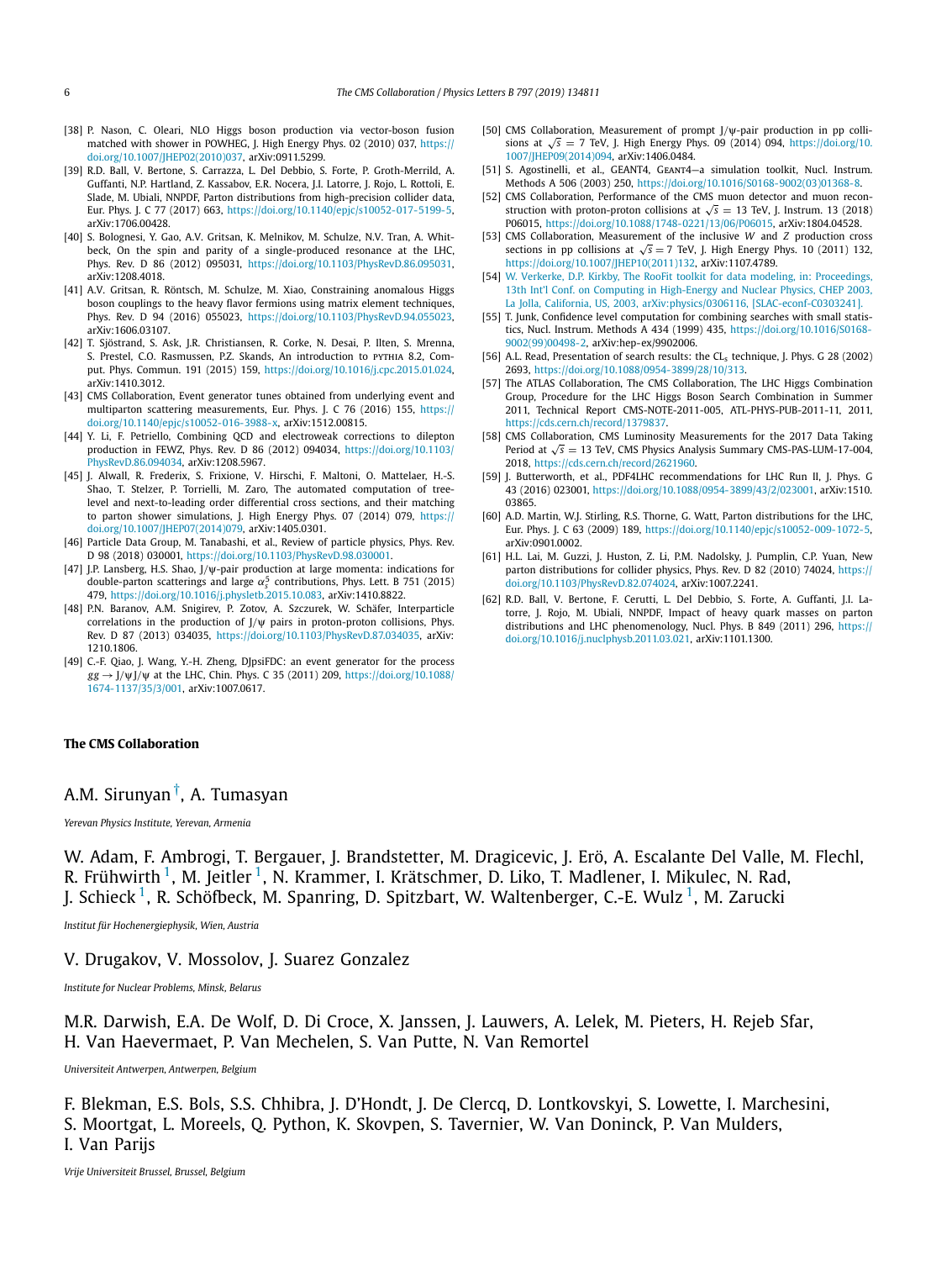[38] P. Nason, C. Oleari, NLO Higgs boson production via vector-boson fusion matched with shower in POWHEG, J. High Energy Phys. 02 (2010) 037, https://doi.org/10.1007/JHEP02(2010)037, arXiv:0911.5299.

[39] R.D. Ball, V. Bertone, S. Carrazza, L. Del Debbio, S. Forte, P. Groth-Merrild, A. Guffanti, N.P. Hartland, Z. Kassabov, E.R. Nocera, J.I. Latorre, J. Rojo, L. Rottoli, E. Slade, M. Ubiali, NNPDF, Parton distributions from high-precision collider data, Eur. Phys. J. C 77 (2017) 663, https://doi.org/10.1140/epjc/s10052-017-5199-5, arXiv:1706.00428.

[40] S. Bolognesi, Y. Gao, A.V. Gritsan, K. Melnikov, M. Schulze, N.V. Tran, A. Whitbeck, On the spin and parity of a single-produced resonance at the LHC, Phys. Rev. D 86 (2012) 095031, https://doi.org/10.1103/PhysRevD.86.095031, arXiv:1208.4018.

[41] A.V. Gritsan, R. Röntsch, M. Schulze, M. Xiao, Constraining anomalous Higgs boson couplings to the heavy flavor fermions using matrix element techniques, Phys. Rev. D 94 (2016) 055023, https://doi.org/10.1103/PhysRevD.94.055023, arXiv:1606.03107.

[42] T. Sjöstrand, S. Ask, J.R. Christiansen, R. Corke, N. Desai, P. Ilten, S. Mrenna, S. Prestel, C.O. Rasmussen, P.Z. Skands, An introduction to PYTHIA 8.2, Comput. Phys. Commun. 191 (2015) 159, https://doi.org/10.1016/j.cpc.2015.01.024, arXiv:1410.3012.

[43] CMS Collaboration, Event generator tunes obtained from underlying event and multiparton scattering measurements, Eur. Phys. J. C 76 (2016) 155, https://doi.org/10.1140/epjc/s10052-016-3988-x, arXiv:1512.00815.

[44] Y. Li, F. Petriello, Combining QCD and electroweak corrections to dilepton production in FEWZ, Phys. Rev. D 86 (2012) 094034, https://doi.org/10.1103/PhysRevD.86.094034, arXiv:1208.5967.

[45] J. Alwall, R. Frederix, S. Frixione, V. Hirschi, F. Maltoni, O. Mattelaer, H.-S. Shao, T. Stelzer, P. Torrielli, M. Zaro, The automated computation of tree-level and next-to-leading order differential cross sections, and their matching to parton shower simulations, J. High Energy Phys. 07 (2014) 079, https://doi.org/10.1007/JHEP07(2014)079, arXiv:1405.0301.

[46] Particle Data Group, M. Tanabashi, et al., Review of particle physics, Phys. Rev. D 98 (2018) 030001, https://doi.org/10.1103/PhysRevD.98.030001.

[47] J.P. Lansberg, H.S. Shao, J/ψ-pair production at large momenta: indications for double-parton scatterings and large $\alpha_s^5$ contributions, Phys. Lett. B 751 (2015) 479, https://doi.org/10.1016/j.physletb.2015.10.083, arXiv:1410.8822.

[48] P.N. Baranov, A.M. Snigirev, P. Zotov, A. Szczurek, W. Schäfer, Interparticle correlations in the production of J/ψ pairs in proton-proton collisions, Phys. Rev. D 87 (2013) 034035, https://doi.org/10.1103/PhysRevD.87.034035, arXiv:1210.1806.

[49] C.-F. Qiao, J. Wang, Y.-H. Zheng, DJpsiFDC: an event generator for the process $gg \to J/\psi J/\psi$ at the LHC, Chin. Phys. C 35 (2011) 209, https://doi.org/10.1088/1674-1137/35/3/001, arXiv:1007.0617.

[50] CMS Collaboration, Measurement of prompt J/ψ-pair production in pp collisions at $\sqrt{s} = 7$ TeV, J. High Energy Phys. 09 (2014) 094, https://doi.org/10.1007/JHEP09(2014)094, arXiv:1406.0484.

[51] S. Agostinelli, et al., GEANT4, GEANT4—a simulation toolkit, Nucl. Instrum. Methods A 506 (2003) 250, https://doi.org/10.1016/S0168-9002(03)01368-8.

[52] CMS Collaboration, Performance of the CMS muon detector and muon reconstruction with proton-proton collisions at $\sqrt{s} = 13$ TeV, J. Instrum. 13 (2018) P06015, https://doi.org/10.1088/1748-0221/13/06/P06015, arXiv:1804.04528.

[53] CMS Collaboration, Measurement of the inclusive $W$ and $Z$ production cross sections in pp collisions at $\sqrt{s} = 7$ TeV, J. High Energy Phys. 10 (2011) 132, https://doi.org/10.1007/JHEP10(2011)132, arXiv:1107.4789.

[54] W. Verkerke, D.P. Kirkby, The RooFit toolkit for data modeling, in: Proceedings, 13th Int'l Conf. on Computing in High-Energy and Nuclear Physics, CHEP 2003, La Jolla, California, US, 2003, arXiv:physics/0306116, [SLAC-econf-C0303241].

[55] T. Junk, Confidence level computation for combining searches with small statistics, Nucl. Instrum. Methods A 434 (1999) 435, https://doi.org/10.1016/S0168-9002(99)00498-2, arXiv:hep-ex/9902006.

[56] A.L. Read, Presentation of search results: the $CL_s$ technique, J. Phys. G 28 (2002) 2693, https://doi.org/10.1088/0954-3899/28/10/313.

[57] The ATLAS Collaboration, The CMS Collaboration, The LHC Higgs Combination Group, Procedure for the LHC Higgs Boson Search Combination in Summer 2011, Technical Report CMS-NOTE-2011-005, ATL-PHYS-PUB-2011-11, 2011, https://cds.cern.ch/record/1379837.

[58] CMS Collaboration, CMS Luminosity Measurements for the 2017 Data Taking Period at $\sqrt{s} = 13$ TeV, CMS Physics Analysis Summary CMS-PAS-LUM-17-004, 2018, https://cds.cern.ch/record/2621960.

[59] J. Butterworth, et al., PDF4LHC recommendations for LHC Run II, J. Phys. G 43 (2016) 023001, https://doi.org/10.1088/0954-3899/43/2/023001, arXiv:1510.03865.

[60] A.D. Martin, W.J. Stirling, R.S. Thorne, G. Watt, Parton distributions for the LHC, Eur. Phys. J. C 63 (2009) 189, https://doi.org/10.1140/epjc/s10052-009-1072-5, arXiv:0901.0002.

[61] H.L. Lai, M. Guzzi, J. Huston, Z. Li, P.M. Nadolsky, J. Pumplin, C.P. Yuan, New parton distributions for collider physics, Phys. Rev. D 82 (2010) 74024, https://doi.org/10.1103/PhysRevD.82.074024, arXiv:1007.2241.

[62] R.D. Ball, V. Bertone, F. Cerutti, L. Del Debbio, S. Forte, A. Guffanti, J.I. Latorre, J. Rojo, M. Ubiali, NNPDF, Impact of heavy quark masses on parton distributions and LHC phenomenology, Nucl. Phys. B 849 (2011) 296, https://doi.org/10.1016/j.nuclphysb.2011.03.021, arXiv:1101.1300.

**The CMS Collaboration**

A.M. Sirunyan[†], A. Tumasyan

*Yerevan Physics Institute, Yerevan, Armenia*

W. Adam, F. Ambrogi, T. Bergauer, J. Brandstetter, M. Dragicevic, J. Erö, A. Escalante Del Valle, M. Flechl, R. Frühwirth[1], M. Jeitler[1], N. Krammer, I. Krätschmer, D. Liko, T. Madlener, I. Mikulec, N. Rad, J. Schieck[1], R. Schöfbeck, M. Spanring, D. Spitzbart, W. Waltenberger, C.-E. Wulz[1], M. Zarucki

*Institut für Hochenergiephysik, Wien, Austria*

V. Drugakov, V. Mossolov, J. Suarez Gonzalez

*Institute for Nuclear Problems, Minsk, Belarus*

M.R. Darwish, E.A. De Wolf, D. Di Croce, X. Janssen, J. Lauwers, A. Lelek, M. Pieters, H. Rejeb Sfar, H. Van Haevermaet, P. Van Mechelen, S. Van Putte, N. Van Remortel

*Universiteit Antwerpen, Antwerpen, Belgium*

F. Blekman, E.S. Bols, S.S. Chhibra, J. D'Hondt, J. De Clercq, D. Lontkovskyi, S. Lowette, I. Marchesini, S. Moortgat, L. Moreels, Q. Python, K. Skovpen, S. Tavernier, W. Van Doninck, P. Van Mulders, I. Van Parijs

*Vrije Universiteit Brussel, Brussel, Belgium*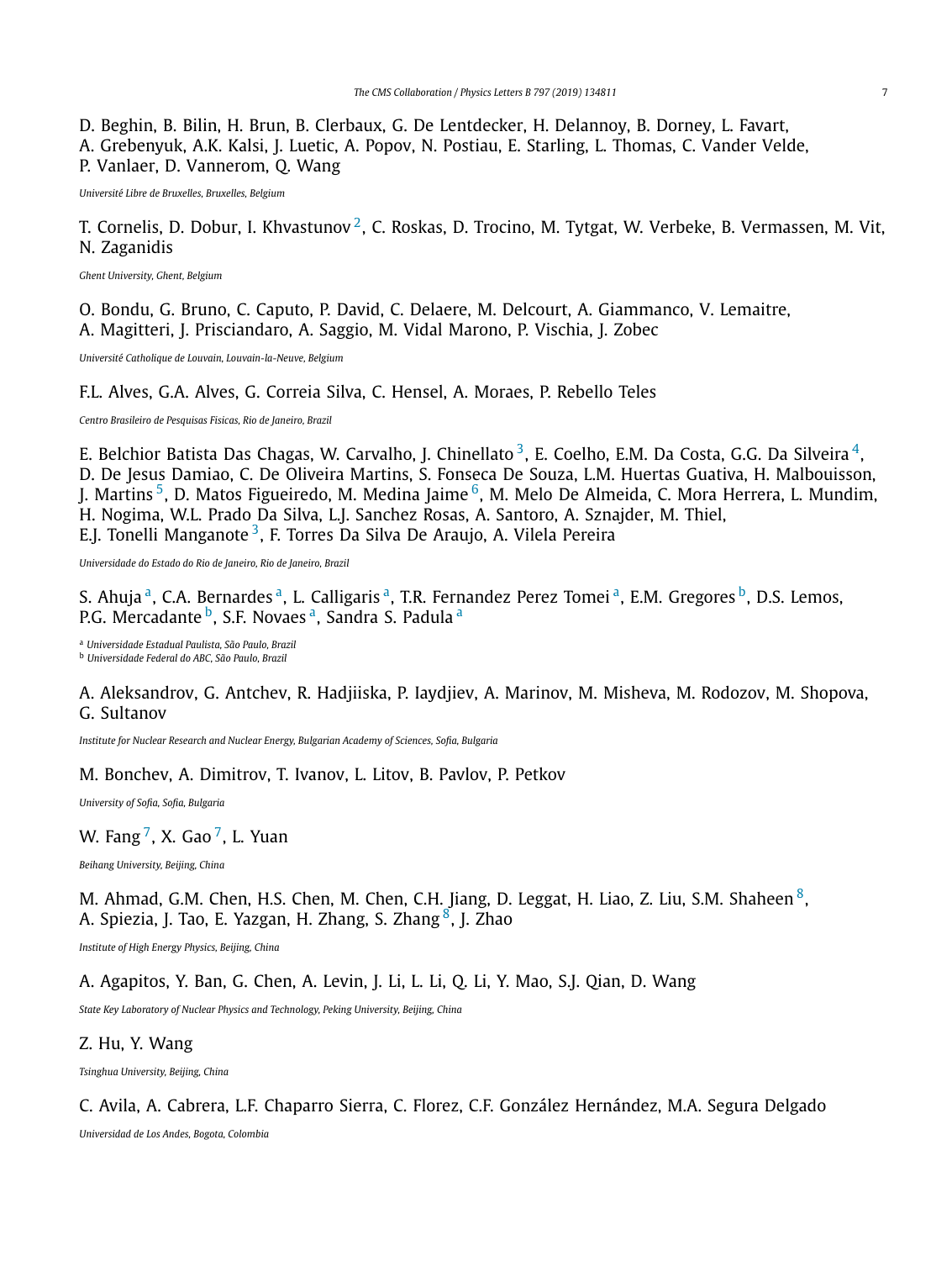D. Beghin, B. Bilin, H. Brun, B. Clerbaux, G. De Lentdecker, H. Delannoy, B. Dorney, L. Favart, A. Grebenyuk, A.K. Kalsi, J. Luetic, A. Popov, N. Postiau, E. Starling, L. Thomas, C. Vander Velde, P. Vanlaer, D. Vannerom, Q. Wang

*Université Libre de Bruxelles, Bruxelles, Belgium*

T. Cornelis, D. Dobur, I. Khvastunov [2], C. Roskas, D. Trocino, M. Tytgat, W. Verbeke, B. Vermassen, M. Vit, N. Zaganidis

*Ghent University, Ghent, Belgium*

O. Bondu, G. Bruno, C. Caputo, P. David, C. Delaere, M. Delcourt, A. Giammanco, V. Lemaitre, A. Magitteri, J. Prisciandaro, A. Saggio, M. Vidal Marono, P. Vischia, J. Zobec

*Université Catholique de Louvain, Louvain-la-Neuve, Belgium*

F.L. Alves, G.A. Alves, G. Correia Silva, C. Hensel, A. Moraes, P. Rebello Teles

*Centro Brasileiro de Pesquisas Fisicas, Rio de Janeiro, Brazil*

E. Belchior Batista Das Chagas, W. Carvalho, J. Chinellato [3], E. Coelho, E.M. Da Costa, G.G. Da Silveira [4], D. De Jesus Damiao, C. De Oliveira Martins, S. Fonseca De Souza, L.M. Huertas Guativa, H. Malbouisson, J. Martins [5], D. Matos Figueiredo, M. Medina Jaime [6], M. Melo De Almeida, C. Mora Herrera, L. Mundim, H. Nogima, W.L. Prado Da Silva, L.J. Sanchez Rosas, A. Santoro, A. Sznajder, M. Thiel, E.J. Tonelli Manganote [3], F. Torres Da Silva De Araujo, A. Vilela Pereira

*Universidade do Estado do Rio de Janeiro, Rio de Janeiro, Brazil*

S. Ahuja [a], C.A. Bernardes [a], L. Calligaris [a], T.R. Fernandez Perez Tomei [a], E.M. Gregores [b], D.S. Lemos, P.G. Mercadante [b], S.F. Novaes [a], Sandra S. Padula [a]

[a] *Universidade Estadual Paulista, São Paulo, Brazil*
[b] *Universidade Federal do ABC, São Paulo, Brazil*

A. Aleksandrov, G. Antchev, R. Hadjiiska, P. Iaydjiev, A. Marinov, M. Misheva, M. Rodozov, M. Shopova, G. Sultanov

*Institute for Nuclear Research and Nuclear Energy, Bulgarian Academy of Sciences, Sofia, Bulgaria*

M. Bonchev, A. Dimitrov, T. Ivanov, L. Litov, B. Pavlov, P. Petkov

*University of Sofia, Sofia, Bulgaria*

W. Fang [7], X. Gao [7], L. Yuan

*Beihang University, Beijing, China*

M. Ahmad, G.M. Chen, H.S. Chen, M. Chen, C.H. Jiang, D. Leggat, H. Liao, Z. Liu, S.M. Shaheen [8], A. Spiezia, J. Tao, E. Yazgan, H. Zhang, S. Zhang [8], J. Zhao

*Institute of High Energy Physics, Beijing, China*

A. Agapitos, Y. Ban, G. Chen, A. Levin, J. Li, L. Li, Q. Li, Y. Mao, S.J. Qian, D. Wang

*State Key Laboratory of Nuclear Physics and Technology, Peking University, Beijing, China*

Z. Hu, Y. Wang

*Tsinghua University, Beijing, China*

C. Avila, A. Cabrera, L.F. Chaparro Sierra, C. Florez, C.F. González Hernández, M.A. Segura Delgado

*Universidad de Los Andes, Bogota, Colombia*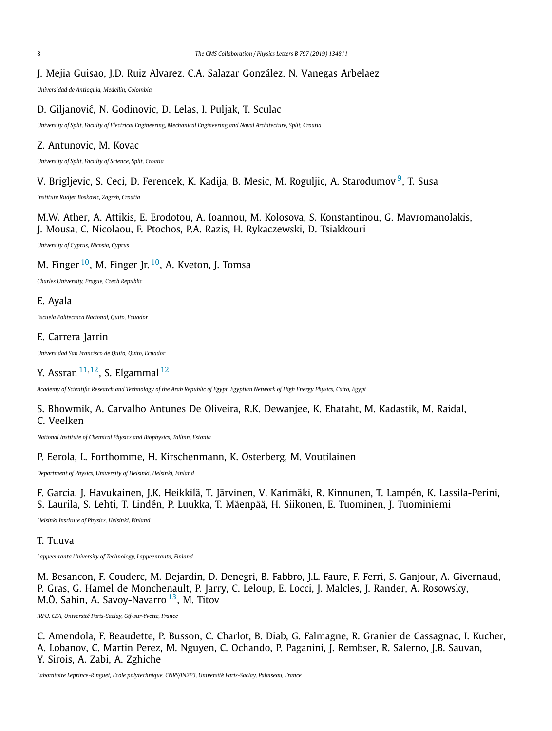J. Mejia Guisao, J.D. Ruiz Alvarez, C.A. Salazar González, N. Vanegas Arbelaez

*Universidad de Antioquia, Medellin, Colombia*

D. Giljanović, N. Godinovic, D. Lelas, I. Puljak, T. Sculac

*University of Split, Faculty of Electrical Engineering, Mechanical Engineering and Naval Architecture, Split, Croatia*

Z. Antunovic, M. Kovac

*University of Split, Faculty of Science, Split, Croatia*

V. Brigljevic, S. Ceci, D. Ferencek, K. Kadija, B. Mesic, M. Roguljic, A. Starodumov [9], T. Susa

*Institute Rudjer Boskovic, Zagreb, Croatia*

M.W. Ather, A. Attikis, E. Erodotou, A. Ioannou, M. Kolosova, S. Konstantinou, G. Mavromanolakis, J. Mousa, C. Nicolaou, F. Ptochos, P.A. Razis, H. Rykaczewski, D. Tsiakkouri

*University of Cyprus, Nicosia, Cyprus*

M. Finger [10], M. Finger Jr. [10], A. Kveton, J. Tomsa

*Charles University, Prague, Czech Republic*

E. Ayala

*Escuela Politecnica Nacional, Quito, Ecuador*

E. Carrera Jarrin

*Universidad San Francisco de Quito, Quito, Ecuador*

Y. Assran [11,12], S. Elgammal [12]

*Academy of Scientific Research and Technology of the Arab Republic of Egypt, Egyptian Network of High Energy Physics, Cairo, Egypt*

S. Bhowmik, A. Carvalho Antunes De Oliveira, R.K. Dewanjee, K. Ehataht, M. Kadastik, M. Raidal, C. Veelken

*National Institute of Chemical Physics and Biophysics, Tallinn, Estonia*

P. Eerola, L. Forthomme, H. Kirschenmann, K. Osterberg, M. Voutilainen

*Department of Physics, University of Helsinki, Helsinki, Finland*

F. Garcia, J. Havukainen, J.K. Heikkilä, T. Järvinen, V. Karimäki, R. Kinnunen, T. Lampén, K. Lassila-Perini, S. Laurila, S. Lehti, T. Lindén, P. Luukka, T. Mäenpää, H. Siikonen, E. Tuominen, J. Tuominiemi

*Helsinki Institute of Physics, Helsinki, Finland*

T. Tuuva

*Lappeenranta University of Technology, Lappeenranta, Finland*

M. Besancon, F. Couderc, M. Dejardin, D. Denegri, B. Fabbro, J.L. Faure, F. Ferri, S. Ganjour, A. Givernaud, P. Gras, G. Hamel de Monchenault, P. Jarry, C. Leloup, E. Locci, J. Malcles, J. Rander, A. Rosowsky, M.Ö. Sahin, A. Savoy-Navarro [13], M. Titov

*IRFU, CEA, Université Paris-Saclay, Gif-sur-Yvette, France*

C. Amendola, F. Beaudette, P. Busson, C. Charlot, B. Diab, G. Falmagne, R. Granier de Cassagnac, I. Kucher, A. Lobanov, C. Martin Perez, M. Nguyen, C. Ochando, P. Paganini, J. Rembser, R. Salerno, J.B. Sauvan, Y. Sirois, A. Zabi, A. Zghiche

*Laboratoire Leprince-Ringuet, Ecole polytechnique, CNRS/IN2P3, Université Paris-Saclay, Palaiseau, France*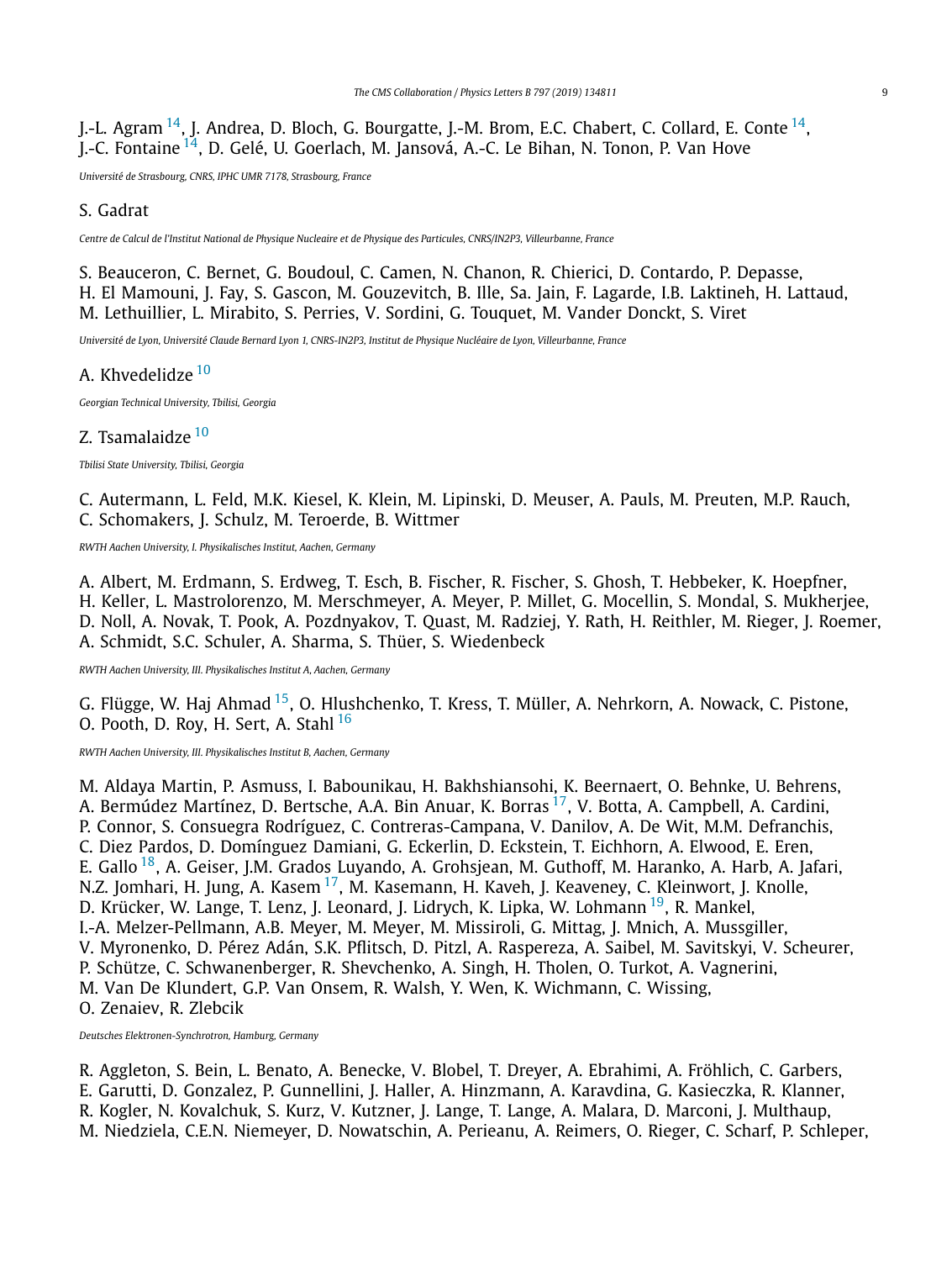J.-L. Agram [14], J. Andrea, D. Bloch, G. Bourgatte, J.-M. Brom, E.C. Chabert, C. Collard, E. Conte [14], J.-C. Fontaine [14], D. Gelé, U. Goerlach, M. Jansová, A.-C. Le Bihan, N. Tonon, P. Van Hove

*Université de Strasbourg, CNRS, IPHC UMR 7178, Strasbourg, France*

S. Gadrat

*Centre de Calcul de l'Institut National de Physique Nucleaire et de Physique des Particules, CNRS/IN2P3, Villeurbanne, France*

S. Beauceron, C. Bernet, G. Boudoul, C. Camen, N. Chanon, R. Chierici, D. Contardo, P. Depasse, H. El Mamouni, J. Fay, S. Gascon, M. Gouzevitch, B. Ille, Sa. Jain, F. Lagarde, I.B. Laktineh, H. Lattaud, M. Lethuillier, L. Mirabito, S. Perries, V. Sordini, G. Touquet, M. Vander Donckt, S. Viret

*Université de Lyon, Université Claude Bernard Lyon 1, CNRS-IN2P3, Institut de Physique Nucléaire de Lyon, Villeurbanne, France*

A. Khvedelidze [10]

*Georgian Technical University, Tbilisi, Georgia*

Z. Tsamalaidze [10]

*Tbilisi State University, Tbilisi, Georgia*

C. Autermann, L. Feld, M.K. Kiesel, K. Klein, M. Lipinski, D. Meuser, A. Pauls, M. Preuten, M.P. Rauch, C. Schomakers, J. Schulz, M. Teroerde, B. Wittmer

*RWTH Aachen University, I. Physikalisches Institut, Aachen, Germany*

A. Albert, M. Erdmann, S. Erdweg, T. Esch, B. Fischer, R. Fischer, S. Ghosh, T. Hebbeker, K. Hoepfner, H. Keller, L. Mastrolorenzo, M. Merschmeyer, A. Meyer, P. Millet, G. Mocellin, S. Mondal, S. Mukherjee, D. Noll, A. Novak, T. Pook, A. Pozdnyakov, T. Quast, M. Radziej, Y. Rath, H. Reithler, M. Rieger, J. Roemer, A. Schmidt, S.C. Schuler, A. Sharma, S. Thüer, S. Wiedenbeck

*RWTH Aachen University, III. Physikalisches Institut A, Aachen, Germany*

G. Flügge, W. Haj Ahmad [15], O. Hlushchenko, T. Kress, T. Müller, A. Nehrkorn, A. Nowack, C. Pistone, O. Pooth, D. Roy, H. Sert, A. Stahl [16]

*RWTH Aachen University, III. Physikalisches Institut B, Aachen, Germany*

M. Aldaya Martin, P. Asmuss, I. Babounikau, H. Bakhshiansohi, K. Beernaert, O. Behnke, U. Behrens, A. Bermúdez Martínez, D. Bertsche, A.A. Bin Anuar, K. Borras [17], V. Botta, A. Campbell, A. Cardini, P. Connor, S. Consuegra Rodríguez, C. Contreras-Campana, V. Danilov, A. De Wit, M.M. Defranchis, C. Diez Pardos, D. Domínguez Damiani, G. Eckerlin, D. Eckstein, T. Eichhorn, A. Elwood, E. Eren, E. Gallo [18], A. Geiser, J.M. Grados Luyando, A. Grohsjean, M. Guthoff, M. Haranko, A. Harb, A. Jafari, N.Z. Jomhari, H. Jung, A. Kasem [17], M. Kasemann, H. Kaveh, J. Keaveney, C. Kleinwort, J. Knolle, D. Krücker, W. Lange, T. Lenz, J. Leonard, J. Lidrych, K. Lipka, W. Lohmann [19], R. Mankel, I.-A. Melzer-Pellmann, A.B. Meyer, M. Meyer, M. Missiroli, G. Mittag, J. Mnich, A. Mussgiller, V. Myronenko, D. Pérez Adán, S.K. Pflitsch, D. Pitzl, A. Raspereza, A. Saibel, M. Savitskyi, V. Scheurer, P. Schütze, C. Schwanenberger, R. Shevchenko, A. Singh, H. Tholen, O. Turkot, A. Vagnerini, M. Van De Klundert, G.P. Van Onsem, R. Walsh, Y. Wen, K. Wichmann, C. Wissing, O. Zenaiev, R. Zlebcik

*Deutsches Elektronen-Synchrotron, Hamburg, Germany*

R. Aggleton, S. Bein, L. Benato, A. Benecke, V. Blobel, T. Dreyer, A. Ebrahimi, A. Fröhlich, C. Garbers, E. Garutti, D. Gonzalez, P. Gunnellini, J. Haller, A. Hinzmann, A. Karavdina, G. Kasieczka, R. Klanner, R. Kogler, N. Kovalchuk, S. Kurz, V. Kutzner, J. Lange, T. Lange, A. Malara, D. Marconi, J. Multhaup, M. Niedziela, C.E.N. Niemeyer, D. Nowatschin, A. Perieanu, A. Reimers, O. Rieger, C. Scharf, P. Schleper,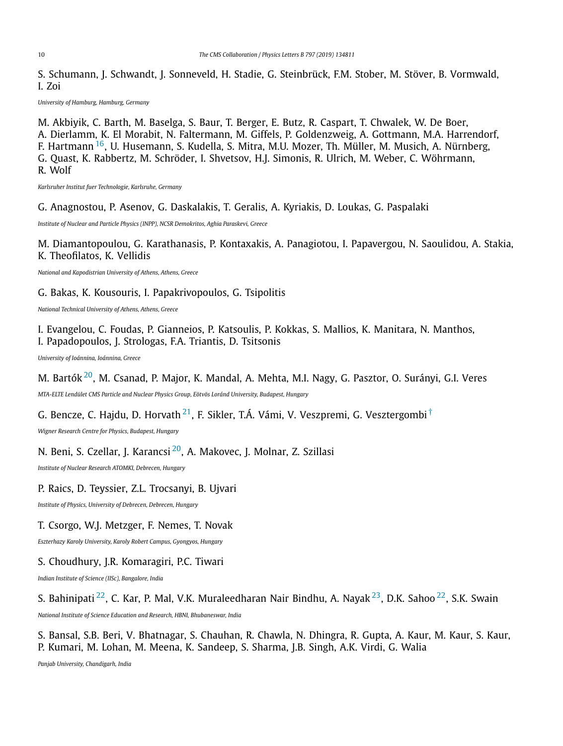S. Schumann, J. Schwandt, J. Sonneveld, H. Stadie, G. Steinbrück, F.M. Stober, M. Stöver, B. Vormwald, I. Zoi

*University of Hamburg, Hamburg, Germany*

M. Akbiyik, C. Barth, M. Baselga, S. Baur, T. Berger, E. Butz, R. Caspart, T. Chwalek, W. De Boer, A. Dierlamm, K. El Morabit, N. Faltermann, M. Giffels, P. Goldenzweig, A. Gottmann, M.A. Harrendorf, F. Hartmann [16], U. Husemann, S. Kudella, S. Mitra, M.U. Mozer, Th. Müller, M. Musich, A. Nürnberg, G. Quast, K. Rabbertz, M. Schröder, I. Shvetsov, H.J. Simonis, R. Ulrich, M. Weber, C. Wöhrmann, R. Wolf

*Karlsruher Institut fuer Technologie, Karlsruhe, Germany*

G. Anagnostou, P. Asenov, G. Daskalakis, T. Geralis, A. Kyriakis, D. Loukas, G. Paspalaki

*Institute of Nuclear and Particle Physics (INPP), NCSR Demokritos, Aghia Paraskevi, Greece*

M. Diamantopoulou, G. Karathanasis, P. Kontaxakis, A. Panagiotou, I. Papavergou, N. Saoulidou, A. Stakia, K. Theofilatos, K. Vellidis

*National and Kapodistrian University of Athens, Athens, Greece*

G. Bakas, K. Kousouris, I. Papakrivopoulos, G. Tsipolitis

*National Technical University of Athens, Athens, Greece*

I. Evangelou, C. Foudas, P. Gianneios, P. Katsoulis, P. Kokkas, S. Mallios, K. Manitara, N. Manthos, I. Papadopoulos, J. Strologas, F.A. Triantis, D. Tsitsonis

*University of Ioánnina, Ioánnina, Greece*

M. Bartók [20], M. Csanad, P. Major, K. Mandal, A. Mehta, M.I. Nagy, G. Pasztor, O. Surányi, G.I. Veres

*MTA-ELTE Lendület CMS Particle and Nuclear Physics Group, Eötvös Loránd University, Budapest, Hungary*

G. Bencze, C. Hajdu, D. Horvath [21], F. Sikler, T.Á. Vámi, V. Veszpremi, G. Vesztergombi [†]

*Wigner Research Centre for Physics, Budapest, Hungary*

N. Beni, S. Czellar, J. Karancsi [20], A. Makovec, J. Molnar, Z. Szillasi

*Institute of Nuclear Research ATOMKI, Debrecen, Hungary*

P. Raics, D. Teyssier, Z.L. Trocsanyi, B. Ujvari

*Institute of Physics, University of Debrecen, Debrecen, Hungary*

T. Csorgo, W.J. Metzger, F. Nemes, T. Novak

*Eszterhazy Karoly University, Karoly Robert Campus, Gyongyos, Hungary*

S. Choudhury, J.R. Komaragiri, P.C. Tiwari

*Indian Institute of Science (IISc), Bangalore, India*

S. Bahinipati [22], C. Kar, P. Mal, V.K. Muraleedharan Nair Bindhu, A. Nayak [23], D.K. Sahoo [22], S.K. Swain

*National Institute of Science Education and Research, HBNI, Bhubaneswar, India*

S. Bansal, S.B. Beri, V. Bhatnagar, S. Chauhan, R. Chawla, N. Dhingra, R. Gupta, A. Kaur, M. Kaur, S. Kaur, P. Kumari, M. Lohan, M. Meena, K. Sandeep, S. Sharma, J.B. Singh, A.K. Virdi, G. Walia

*Panjab University, Chandigarh, India*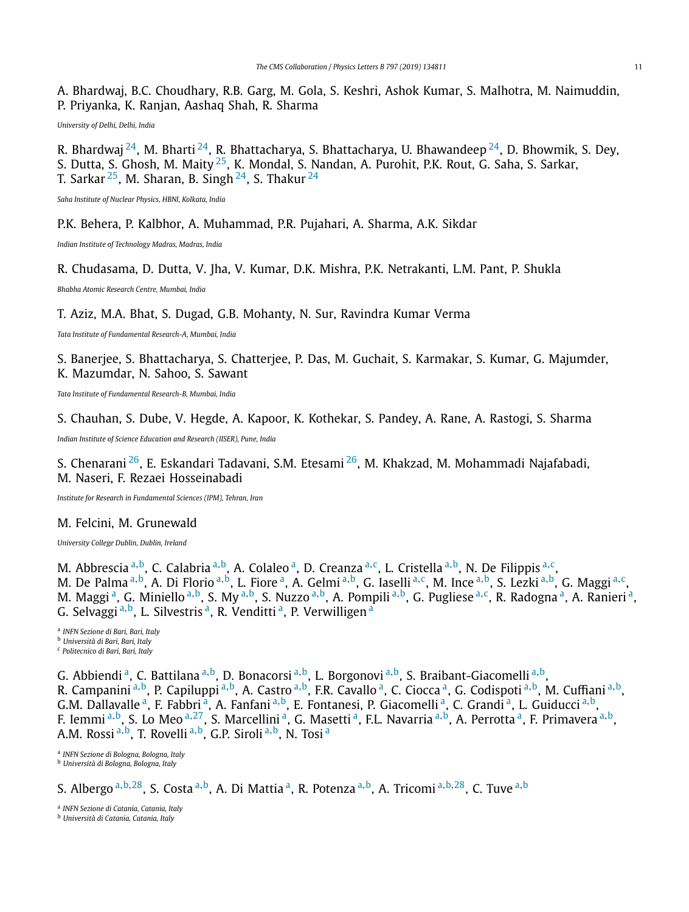A. Bhardwaj, B.C. Choudhary, R.B. Garg, M. Gola, S. Keshri, Ashok Kumar, S. Malhotra, M. Naimuddin, P. Priyanka, K. Ranjan, Aashaq Shah, R. Sharma

*University of Delhi, Delhi, India*

R. Bhardwaj [24], M. Bharti [24], R. Bhattacharya, S. Bhattacharya, U. Bhawandeep [24], D. Bhowmik, S. Dey, S. Dutta, S. Ghosh, M. Maity [25], K. Mondal, S. Nandan, A. Purohit, P.K. Rout, G. Saha, S. Sarkar, T. Sarkar [25], M. Sharan, B. Singh [24], S. Thakur [24]

*Saha Institute of Nuclear Physics, HBNI, Kolkata, India*

P.K. Behera, P. Kalbhor, A. Muhammad, P.R. Pujahari, A. Sharma, A.K. Sikdar

*Indian Institute of Technology Madras, Madras, India*

R. Chudasama, D. Dutta, V. Jha, V. Kumar, D.K. Mishra, P.K. Netrakanti, L.M. Pant, P. Shukla

*Bhabha Atomic Research Centre, Mumbai, India*

T. Aziz, M.A. Bhat, S. Dugad, G.B. Mohanty, N. Sur, Ravindra Kumar Verma

*Tata Institute of Fundamental Research-A, Mumbai, India*

S. Banerjee, S. Bhattacharya, S. Chatterjee, P. Das, M. Guchait, S. Karmakar, S. Kumar, G. Majumder, K. Mazumdar, N. Sahoo, S. Sawant

*Tata Institute of Fundamental Research-B, Mumbai, India*

S. Chauhan, S. Dube, V. Hegde, A. Kapoor, K. Kothekar, S. Pandey, A. Rane, A. Rastogi, S. Sharma

*Indian Institute of Science Education and Research (IISER), Pune, India*

S. Chenarani [26], E. Eskandari Tadavani, S.M. Etesami [26], M. Khakzad, M. Mohammadi Najafabadi, M. Naseri, F. Rezaei Hosseinabadi

*Institute for Research in Fundamental Sciences (IPM), Tehran, Iran*

M. Felcini, M. Grunewald

*University College Dublin, Dublin, Ireland*

M. Abbrescia [a,b], C. Calabria [a,b], A. Colaleo [a], D. Creanza [a,c], L. Cristella [a,b], N. De Filippis [a,c], M. De Palma [a,b], A. Di Florio [a,b], L. Fiore [a], A. Gelmi [a,b], G. Iaselli [a,c], M. Ince [a,b], S. Lezki [a,b], G. Maggi [a,c], M. Maggi [a], G. Miniello [a,b], S. My [a,b], S. Nuzzo [a,b], A. Pompili [a,b], G. Pugliese [a,c], R. Radogna [a], A. Ranieri [a], G. Selvaggi [a,b], L. Silvestris [a], R. Venditti [a], P. Verwilligen [a]

[a] *INFN Sezione di Bari, Bari, Italy*
[b] *Università di Bari, Bari, Italy*
[c] *Politecnico di Bari, Bari, Italy*

G. Abbiendi [a], C. Battilana [a,b], D. Bonacorsi [a,b], L. Borgonovi [a,b], S. Braibant-Giacomelli [a,b], R. Campanini [a,b], P. Capiluppi [a,b], A. Castro [a,b], F.R. Cavallo [a], C. Ciocca [a], G. Codispoti [a,b], M. Cuffiani [a,b], G.M. Dallavalle [a], F. Fabbri [a], A. Fanfani [a,b], E. Fontanesi, P. Giacomelli [a], C. Grandi [a], L. Guiducci [a,b], F. Iemmi [a,b], S. Lo Meo [a,27], S. Marcellini [a], G. Masetti [a], F.L. Navarria [a,b], A. Perrotta [a], F. Primavera [a,b], A.M. Rossi [a,b], T. Rovelli [a,b], G.P. Siroli [a,b], N. Tosi [a]

[a] *INFN Sezione di Bologna, Bologna, Italy*
[b] *Università di Bologna, Bologna, Italy*

S. Albergo [a,b,28], S. Costa [a,b], A. Di Mattia [a], R. Potenza [a,b], A. Tricomi [a,b,28], C. Tuve [a,b]

[a] *INFN Sezione di Catania, Catania, Italy*
[b] *Università di Catania, Catania, Italy*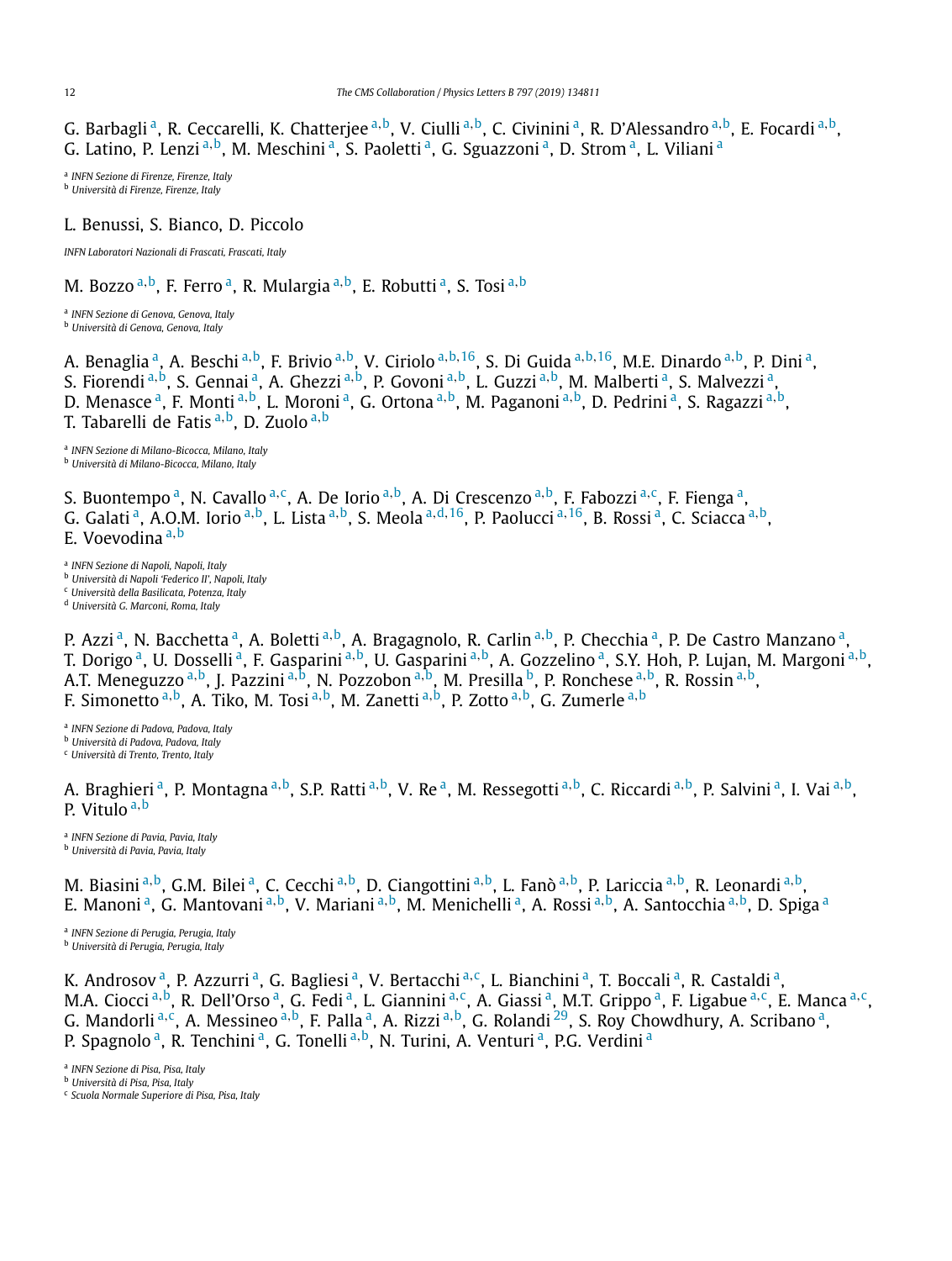G. Barbagli [a], R. Ceccarelli, K. Chatterjee [a,b], V. Ciulli [a,b], C. Civinini [a], R. D'Alessandro [a,b], E. Focardi [a,b], G. Latino, P. Lenzi [a,b], M. Meschini [a], S. Paoletti [a], G. Sguazzoni [a], D. Strom [a], L. Viliani [a]

[a] *INFN Sezione di Firenze, Firenze, Italy*
[b] *Università di Firenze, Firenze, Italy*

L. Benussi, S. Bianco, D. Piccolo

*INFN Laboratori Nazionali di Frascati, Frascati, Italy*

M. Bozzo [a,b], F. Ferro [a], R. Mulargia [a,b], E. Robutti [a], S. Tosi [a,b]

[a] *INFN Sezione di Genova, Genova, Italy*
[b] *Università di Genova, Genova, Italy*

A. Benaglia [a], A. Beschi [a,b], F. Brivio [a,b], V. Ciriolo [a,b,16], S. Di Guida [a,b,16], M.E. Dinardo [a,b], P. Dini [a], S. Fiorendi [a,b], S. Gennai [a], A. Ghezzi [a,b], P. Govoni [a,b], L. Guzzi [a,b], M. Malberti [a], S. Malvezzi [a], D. Menasce [a], F. Monti [a,b], L. Moroni [a], G. Ortona [a,b], M. Paganoni [a,b], D. Pedrini [a], S. Ragazzi [a,b], T. Tabarelli de Fatis [a,b], D. Zuolo [a,b]

[a] *INFN Sezione di Milano-Bicocca, Milano, Italy*
[b] *Università di Milano-Bicocca, Milano, Italy*

S. Buontempo [a], N. Cavallo [a,c], A. De Iorio [a,b], A. Di Crescenzo [a,b], F. Fabozzi [a,c], F. Fienga [a], G. Galati [a], A.O.M. Iorio [a,b], L. Lista [a,b], S. Meola [a,d,16], P. Paolucci [a,16], B. Rossi [a], C. Sciacca [a,b], E. Voevodina [a,b]

[a] *INFN Sezione di Napoli, Napoli, Italy*
[b] *Università di Napoli 'Federico II', Napoli, Italy*
[c] *Università della Basilicata, Potenza, Italy*
[d] *Università G. Marconi, Roma, Italy*

P. Azzi [a], N. Bacchetta [a], A. Boletti [a,b], A. Bragagnolo, R. Carlin [a,b], P. Checchia [a], P. De Castro Manzano [a], T. Dorigo [a], U. Dosselli [a], F. Gasparini [a,b], U. Gasparini [a,b], A. Gozzelino [a], S.Y. Hoh, P. Lujan, M. Margoni [a,b], A.T. Meneguzzo [a,b], J. Pazzini [a,b], N. Pozzobon [a,b], M. Presilla [b], P. Ronchese [a,b], R. Rossin [a,b], F. Simonetto [a,b], A. Tiko, M. Tosi [a,b], M. Zanetti [a,b], P. Zotto [a,b], G. Zumerle [a,b]

[a] *INFN Sezione di Padova, Padova, Italy*
[b] *Università di Padova, Padova, Italy*
[c] *Università di Trento, Trento, Italy*

A. Braghieri [a], P. Montagna [a,b], S.P. Ratti [a,b], V. Re [a], M. Ressegotti [a,b], C. Riccardi [a,b], P. Salvini [a], I. Vai [a,b], P. Vitulo [a,b]

[a] *INFN Sezione di Pavia, Pavia, Italy*
[b] *Università di Pavia, Pavia, Italy*

M. Biasini [a,b], G.M. Bilei [a], C. Cecchi [a,b], D. Ciangottini [a,b], L. Fanò [a,b], P. Lariccia [a,b], R. Leonardi [a,b], E. Manoni [a], G. Mantovani [a,b], V. Mariani [a,b], M. Menichelli [a], A. Rossi [a,b], A. Santocchia [a,b], D. Spiga [a]

[a] *INFN Sezione di Perugia, Perugia, Italy*
[b] *Università di Perugia, Perugia, Italy*

K. Androsov [a], P. Azzurri [a], G. Bagliesi [a], V. Bertacchi [a,c], L. Bianchini [a], T. Boccali [a], R. Castaldi [a], M.A. Ciocci [a,b], R. Dell'Orso [a], G. Fedi [a], L. Giannini [a,c], A. Giassi [a], M.T. Grippo [a], F. Ligabue [a,c], E. Manca [a,c], G. Mandorli [a,c], A. Messineo [a,b], F. Palla [a], A. Rizzi [a,b], G. Rolandi [29], S. Roy Chowdhury, A. Scribano [a], P. Spagnolo [a], R. Tenchini [a], G. Tonelli [a,b], N. Turini, A. Venturi [a], P.G. Verdini [a]

[a] *INFN Sezione di Pisa, Pisa, Italy*
[b] *Università di Pisa, Pisa, Italy*
[c] *Scuola Normale Superiore di Pisa, Pisa, Italy*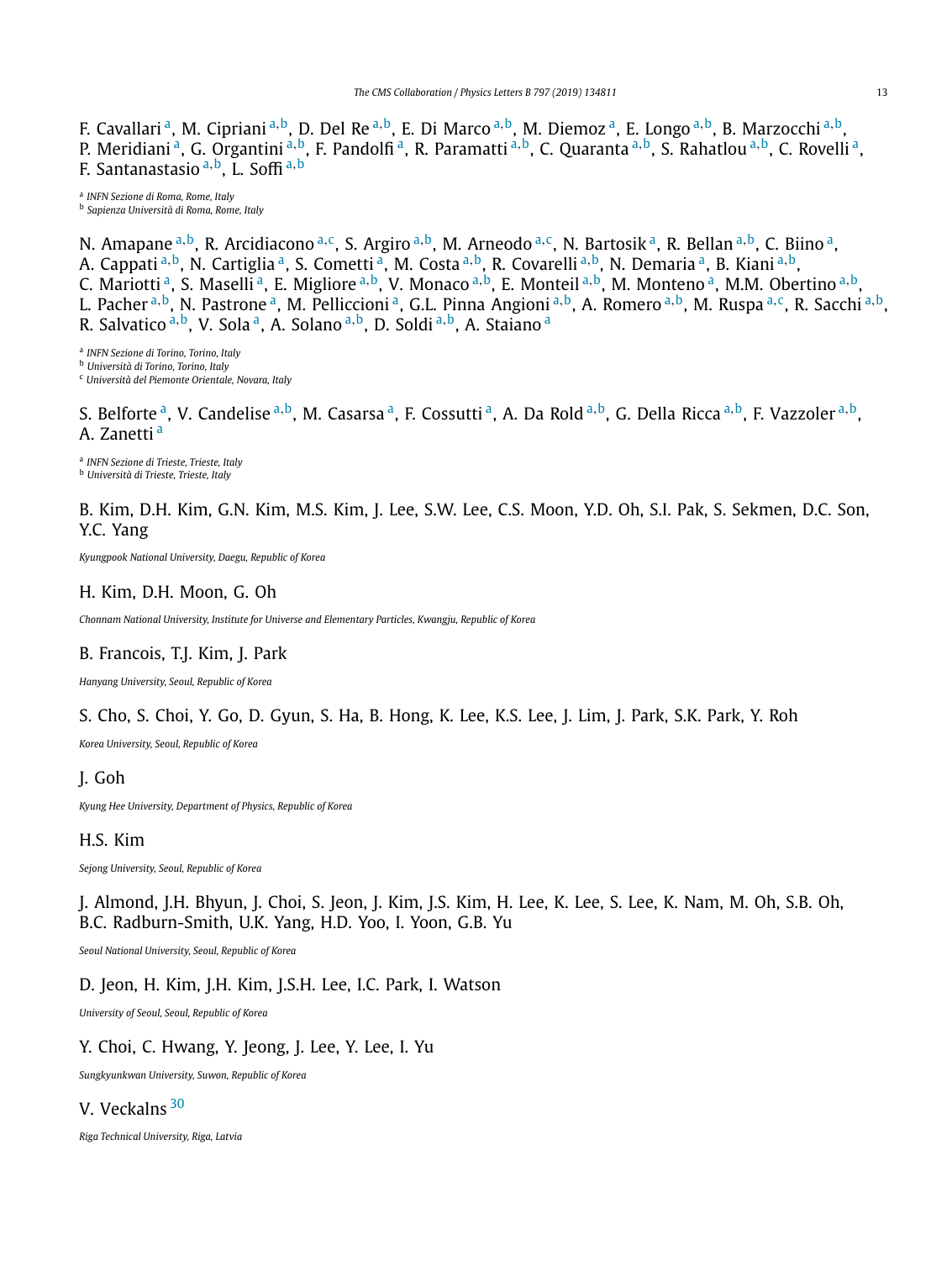F. Cavallari [a], M. Cipriani [a,b], D. Del Re [a,b], E. Di Marco [a,b], M. Diemoz [a], E. Longo [a,b], B. Marzocchi [a,b], P. Meridiani [a], G. Organtini [a,b], F. Pandolfi [a], R. Paramatti [a,b], C. Quaranta [a,b], S. Rahatlou [a,b], C. Rovelli [a], F. Santanastasio [a,b], L. Soffi [a,b]

[a] *INFN Sezione di Roma, Rome, Italy*
[b] *Sapienza Università di Roma, Rome, Italy*

N. Amapane [a,b], R. Arcidiacono [a,c], S. Argiro [a,b], M. Arneodo [a,c], N. Bartosik [a], R. Bellan [a,b], C. Biino [a], A. Cappati [a,b], N. Cartiglia [a], S. Cometti [a], M. Costa [a,b], R. Covarelli [a,b], N. Demaria [a], B. Kiani [a,b], C. Mariotti [a], S. Maselli [a], E. Migliore [a,b], V. Monaco [a,b], E. Monteil [a,b], M. Monteno [a], M.M. Obertino [a,b], L. Pacher [a,b], N. Pastrone [a], M. Pelliccioni [a], G.L. Pinna Angioni [a,b], A. Romero [a,b], M. Ruspa [a,c], R. Sacchi [a,b], R. Salvatico [a,b], V. Sola [a], A. Solano [a,b], D. Soldi [a,b], A. Staiano [a]

[a] *INFN Sezione di Torino, Torino, Italy*
[b] *Università di Torino, Torino, Italy*
[c] *Università del Piemonte Orientale, Novara, Italy*

S. Belforte [a], V. Candelise [a,b], M. Casarsa [a], F. Cossutti [a], A. Da Rold [a,b], G. Della Ricca [a,b], F. Vazzoler [a,b], A. Zanetti [a]

[a] *INFN Sezione di Trieste, Trieste, Italy*
[b] *Università di Trieste, Trieste, Italy*

B. Kim, D.H. Kim, G.N. Kim, M.S. Kim, J. Lee, S.W. Lee, C.S. Moon, Y.D. Oh, S.I. Pak, S. Sekmen, D.C. Son, Y.C. Yang

*Kyungpook National University, Daegu, Republic of Korea*

H. Kim, D.H. Moon, G. Oh

*Chonnam National University, Institute for Universe and Elementary Particles, Kwangju, Republic of Korea*

B. Francois, T.J. Kim, J. Park

*Hanyang University, Seoul, Republic of Korea*

S. Cho, S. Choi, Y. Go, D. Gyun, S. Ha, B. Hong, K. Lee, K.S. Lee, J. Lim, J. Park, S.K. Park, Y. Roh

*Korea University, Seoul, Republic of Korea*

J. Goh

*Kyung Hee University, Department of Physics, Republic of Korea*

H.S. Kim

*Sejong University, Seoul, Republic of Korea*

J. Almond, J.H. Bhyun, J. Choi, S. Jeon, J. Kim, J.S. Kim, H. Lee, K. Lee, S. Lee, K. Nam, M. Oh, S.B. Oh, B.C. Radburn-Smith, U.K. Yang, H.D. Yoo, I. Yoon, G.B. Yu

*Seoul National University, Seoul, Republic of Korea*

D. Jeon, H. Kim, J.H. Kim, J.S.H. Lee, I.C. Park, I. Watson

*University of Seoul, Seoul, Republic of Korea*

Y. Choi, C. Hwang, Y. Jeong, J. Lee, Y. Lee, I. Yu

*Sungkyunkwan University, Suwon, Republic of Korea*

V. Veckalns [30]

*Riga Technical University, Riga, Latvia*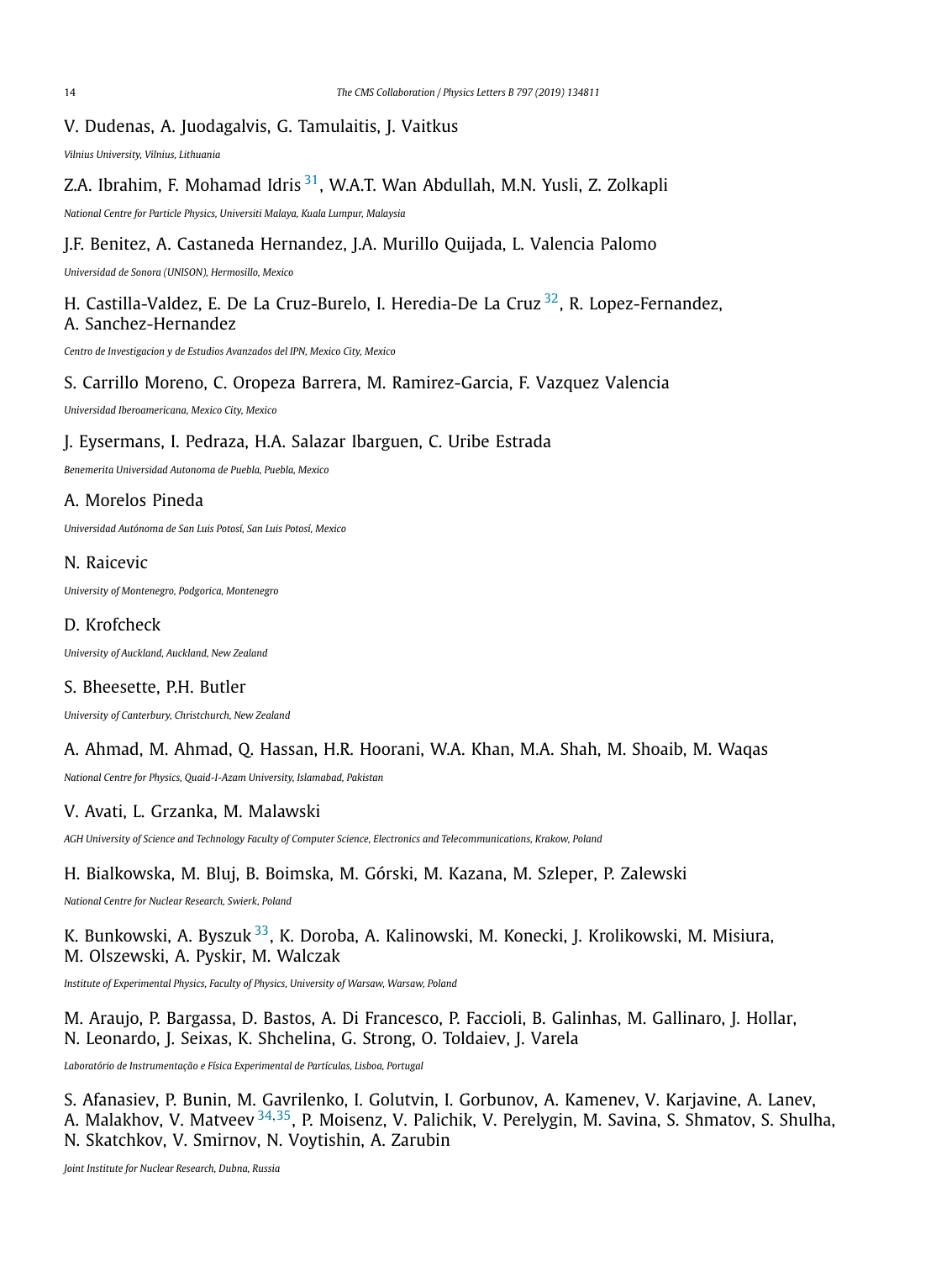V. Dudenas, A. Juodagalvis, G. Tamulaitis, J. Vaitkus

*Vilnius University, Vilnius, Lithuania*

Z.A. Ibrahim, F. Mohamad Idris [31], W.A.T. Wan Abdullah, M.N. Yusli, Z. Zolkapli

*National Centre for Particle Physics, Universiti Malaya, Kuala Lumpur, Malaysia*

J.F. Benitez, A. Castaneda Hernandez, J.A. Murillo Quijada, L. Valencia Palomo

*Universidad de Sonora (UNISON), Hermosillo, Mexico*

H. Castilla-Valdez, E. De La Cruz-Burelo, I. Heredia-De La Cruz [32], R. Lopez-Fernandez, A. Sanchez-Hernandez

*Centro de Investigacion y de Estudios Avanzados del IPN, Mexico City, Mexico*

S. Carrillo Moreno, C. Oropeza Barrera, M. Ramirez-Garcia, F. Vazquez Valencia

*Universidad Iberoamericana, Mexico City, Mexico*

J. Eysermans, I. Pedraza, H.A. Salazar Ibarguen, C. Uribe Estrada

*Benemerita Universidad Autonoma de Puebla, Puebla, Mexico*

A. Morelos Pineda

*Universidad Autónoma de San Luis Potosí, San Luis Potosí, Mexico*

N. Raicevic

*University of Montenegro, Podgorica, Montenegro*

D. Krofcheck

*University of Auckland, Auckland, New Zealand*

S. Bheesette, P.H. Butler

*University of Canterbury, Christchurch, New Zealand*

A. Ahmad, M. Ahmad, Q. Hassan, H.R. Hoorani, W.A. Khan, M.A. Shah, M. Shoaib, M. Waqas

*National Centre for Physics, Quaid-I-Azam University, Islamabad, Pakistan*

V. Avati, L. Grzanka, M. Malawski

*AGH University of Science and Technology Faculty of Computer Science, Electronics and Telecommunications, Krakow, Poland*

H. Bialkowska, M. Bluj, B. Boimska, M. Górski, M. Kazana, M. Szleper, P. Zalewski

*National Centre for Nuclear Research, Swierk, Poland*

K. Bunkowski, A. Byszuk [33], K. Doroba, A. Kalinowski, M. Konecki, J. Krolikowski, M. Misiura, M. Olszewski, A. Pyskir, M. Walczak

*Institute of Experimental Physics, Faculty of Physics, University of Warsaw, Warsaw, Poland*

M. Araujo, P. Bargassa, D. Bastos, A. Di Francesco, P. Faccioli, B. Galinhas, M. Gallinaro, J. Hollar, N. Leonardo, J. Seixas, K. Shchelina, G. Strong, O. Toldaiev, J. Varela

*Laboratório de Instrumentação e Física Experimental de Partículas, Lisboa, Portugal*

S. Afanasiev, P. Bunin, M. Gavrilenko, I. Golutvin, I. Gorbunov, A. Kamenev, V. Karjavine, A. Lanev, A. Malakhov, V. Matveev [34,35], P. Moisenz, V. Palichik, V. Perelygin, M. Savina, S. Shmatov, S. Shulha, N. Skatchkov, V. Smirnov, N. Voytishin, A. Zarubin

*Joint Institute for Nuclear Research, Dubna, Russia*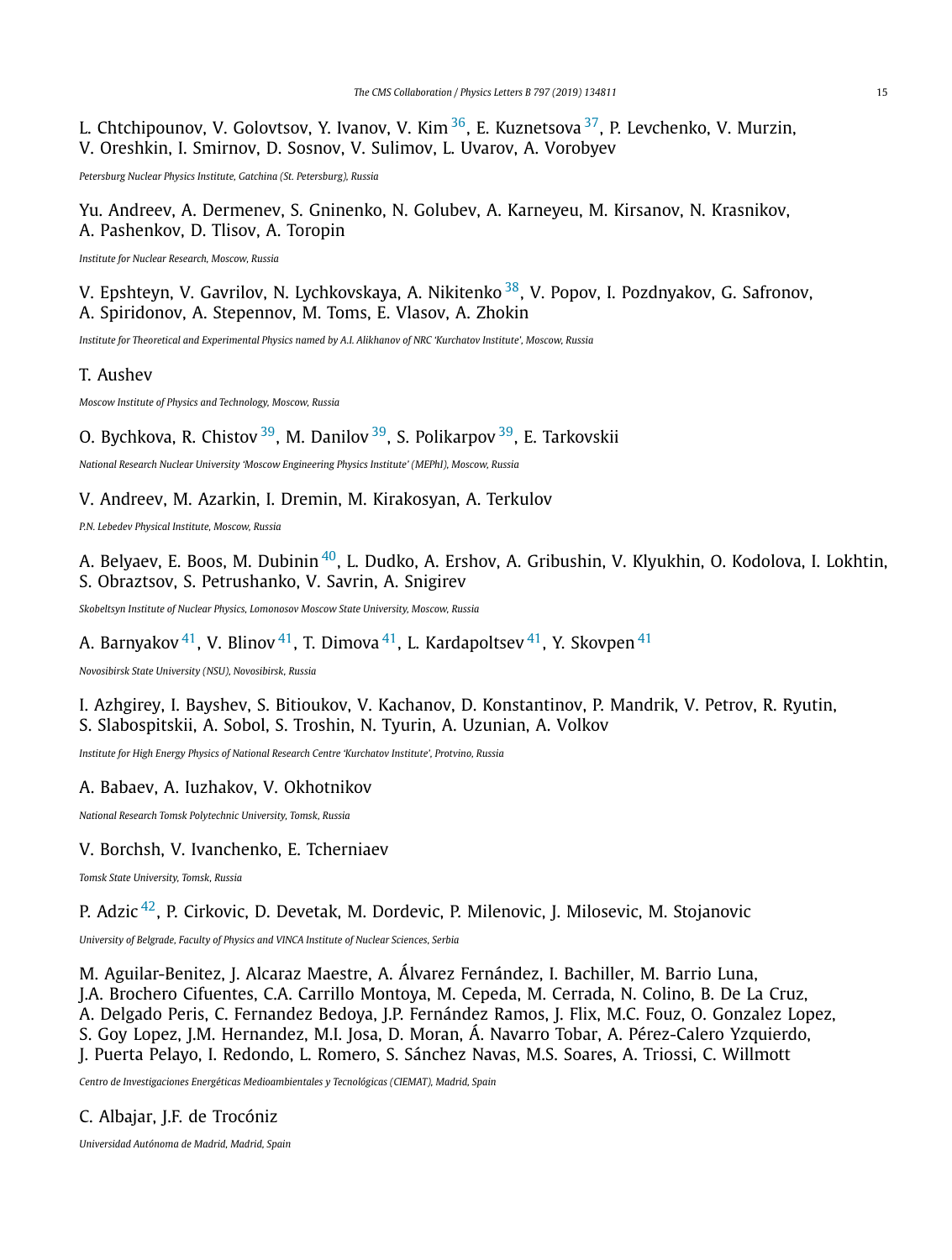L. Chtchipounov, V. Golovtsov, Y. Ivanov, V. Kim [36], E. Kuznetsova [37], P. Levchenko, V. Murzin, V. Oreshkin, I. Smirnov, D. Sosnov, V. Sulimov, L. Uvarov, A. Vorobyev

*Petersburg Nuclear Physics Institute, Gatchina (St. Petersburg), Russia*

Yu. Andreev, A. Dermenev, S. Gninenko, N. Golubev, A. Karneyeu, M. Kirsanov, N. Krasnikov, A. Pashenkov, D. Tlisov, A. Toropin

*Institute for Nuclear Research, Moscow, Russia*

V. Epshteyn, V. Gavrilov, N. Lychkovskaya, A. Nikitenko [38], V. Popov, I. Pozdnyakov, G. Safronov, A. Spiridonov, A. Stepennov, M. Toms, E. Vlasov, A. Zhokin

*Institute for Theoretical and Experimental Physics named by A.I. Alikhanov of NRC 'Kurchatov Institute', Moscow, Russia*

T. Aushev

*Moscow Institute of Physics and Technology, Moscow, Russia*

O. Bychkova, R. Chistov [39], M. Danilov [39], S. Polikarpov [39], E. Tarkovskii

*National Research Nuclear University 'Moscow Engineering Physics Institute' (MEPhI), Moscow, Russia*

V. Andreev, M. Azarkin, I. Dremin, M. Kirakosyan, A. Terkulov

*P.N. Lebedev Physical Institute, Moscow, Russia*

A. Belyaev, E. Boos, M. Dubinin [40], L. Dudko, A. Ershov, A. Gribushin, V. Klyukhin, O. Kodolova, I. Lokhtin, S. Obraztsov, S. Petrushanko, V. Savrin, A. Snigirev

*Skobeltsyn Institute of Nuclear Physics, Lomonosov Moscow State University, Moscow, Russia*

A. Barnyakov [41], V. Blinov [41], T. Dimova [41], L. Kardapoltsev [41], Y. Skovpen [41]

*Novosibirsk State University (NSU), Novosibirsk, Russia*

I. Azhgirey, I. Bayshev, S. Bitioukov, V. Kachanov, D. Konstantinov, P. Mandrik, V. Petrov, R. Ryutin, S. Slabospitskii, A. Sobol, S. Troshin, N. Tyurin, A. Uzunian, A. Volkov

*Institute for High Energy Physics of National Research Centre 'Kurchatov Institute', Protvino, Russia*

A. Babaev, A. Iuzhakov, V. Okhotnikov

*National Research Tomsk Polytechnic University, Tomsk, Russia*

V. Borchsh, V. Ivanchenko, E. Tcherniaev

*Tomsk State University, Tomsk, Russia*

P. Adzic [42], P. Cirkovic, D. Devetak, M. Dordevic, P. Milenovic, J. Milosevic, M. Stojanovic

*University of Belgrade, Faculty of Physics and VINCA Institute of Nuclear Sciences, Serbia*

M. Aguilar-Benitez, J. Alcaraz Maestre, A. Álvarez Fernández, I. Bachiller, M. Barrio Luna, J.A. Brochero Cifuentes, C.A. Carrillo Montoya, M. Cepeda, M. Cerrada, N. Colino, B. De La Cruz, A. Delgado Peris, C. Fernandez Bedoya, J.P. Fernández Ramos, J. Flix, M.C. Fouz, O. Gonzalez Lopez, S. Goy Lopez, J.M. Hernandez, M.I. Josa, D. Moran, Á. Navarro Tobar, A. Pérez-Calero Yzquierdo, J. Puerta Pelayo, I. Redondo, L. Romero, S. Sánchez Navas, M.S. Soares, A. Triossi, C. Willmott

*Centro de Investigaciones Energéticas Medioambientales y Tecnológicas (CIEMAT), Madrid, Spain*

C. Albajar, J.F. de Trocóniz

*Universidad Autónoma de Madrid, Madrid, Spain*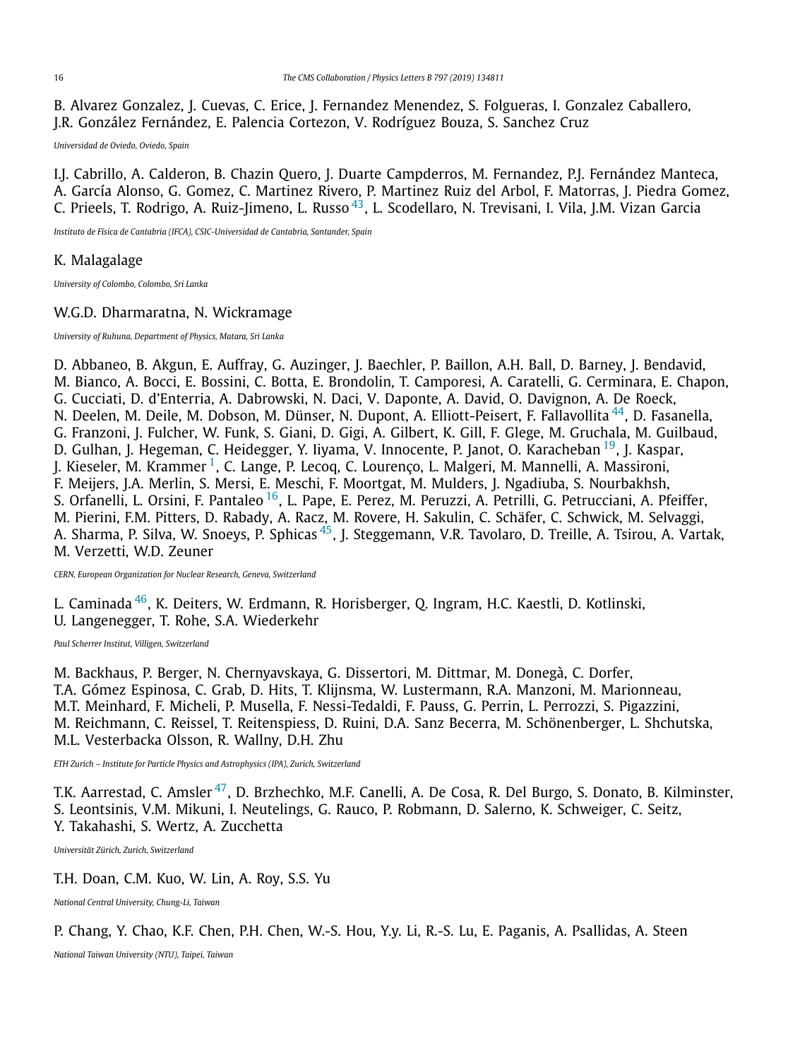B. Alvarez Gonzalez, J. Cuevas, C. Erice, J. Fernandez Menendez, S. Folgueras, I. Gonzalez Caballero, J.R. González Fernández, E. Palencia Cortezon, V. Rodríguez Bouza, S. Sanchez Cruz

*Universidad de Oviedo, Oviedo, Spain*

I.J. Cabrillo, A. Calderon, B. Chazin Quero, J. Duarte Campderros, M. Fernandez, P.J. Fernández Manteca, A. García Alonso, G. Gomez, C. Martinez Rivero, P. Martinez Ruiz del Arbol, F. Matorras, J. Piedra Gomez, C. Prieels, T. Rodrigo, A. Ruiz-Jimeno, L. Russo [43], L. Scodellaro, N. Trevisani, I. Vila, J.M. Vizan Garcia

*Instituto de Física de Cantabria (IFCA), CSIC-Universidad de Cantabria, Santander, Spain*

K. Malagalage

*University of Colombo, Colombo, Sri Lanka*

W.G.D. Dharmaratna, N. Wickramage

*University of Ruhuna, Department of Physics, Matara, Sri Lanka*

D. Abbaneo, B. Akgun, E. Auffray, G. Auzinger, J. Baechler, P. Baillon, A.H. Ball, D. Barney, J. Bendavid, M. Bianco, A. Bocci, E. Bossini, C. Botta, E. Brondolin, T. Camporesi, A. Caratelli, G. Cerminara, E. Chapon, G. Cucciati, D. d'Enterria, A. Dabrowski, N. Daci, V. Daponte, A. David, O. Davignon, A. De Roeck, N. Deelen, M. Deile, M. Dobson, M. Dünser, N. Dupont, A. Elliott-Peisert, F. Fallavollita [44], D. Fasanella, G. Franzoni, J. Fulcher, W. Funk, S. Giani, D. Gigi, A. Gilbert, K. Gill, F. Glege, M. Gruchala, M. Guilbaud, D. Gulhan, J. Hegeman, C. Heidegger, Y. Iiyama, V. Innocente, P. Janot, O. Karacheban [19], J. Kaspar, J. Kieseler, M. Krammer [1], C. Lange, P. Lecoq, C. Lourenço, L. Malgeri, M. Mannelli, A. Massironi, F. Meijers, J.A. Merlin, S. Mersi, E. Meschi, F. Moortgat, M. Mulders, J. Ngadiuba, S. Nourbakhsh, S. Orfanelli, L. Orsini, F. Pantaleo [16], L. Pape, E. Perez, M. Peruzzi, A. Petrilli, G. Petrucciani, A. Pfeiffer, M. Pierini, F.M. Pitters, D. Rabady, A. Racz, M. Rovere, H. Sakulin, C. Schäfer, C. Schwick, M. Selvaggi, A. Sharma, P. Silva, W. Snoeys, P. Sphicas [45], J. Steggemann, V.R. Tavolaro, D. Treille, A. Tsirou, A. Vartak, M. Verzetti, W.D. Zeuner

*CERN, European Organization for Nuclear Research, Geneva, Switzerland*

L. Caminada [46], K. Deiters, W. Erdmann, R. Horisberger, Q. Ingram, H.C. Kaestli, D. Kotlinski, U. Langenegger, T. Rohe, S.A. Wiederkehr

*Paul Scherrer Institut, Villigen, Switzerland*

M. Backhaus, P. Berger, N. Chernyavskaya, G. Dissertori, M. Dittmar, M. Donegà, C. Dorfer, T.A. Gómez Espinosa, C. Grab, D. Hits, T. Klijnsma, W. Lustermann, R.A. Manzoni, M. Marionneau, M.T. Meinhard, F. Micheli, P. Musella, F. Nessi-Tedaldi, F. Pauss, G. Perrin, L. Perrozzi, S. Pigazzini, M. Reichmann, C. Reissel, T. Reitenspiess, D. Ruini, D.A. Sanz Becerra, M. Schönenberger, L. Shchutska, M.L. Vesterbacka Olsson, R. Wallny, D.H. Zhu

*ETH Zurich – Institute for Particle Physics and Astrophysics (IPA), Zurich, Switzerland*

T.K. Aarrestad, C. Amsler [47], D. Brzhechko, M.F. Canelli, A. De Cosa, R. Del Burgo, S. Donato, B. Kilminster, S. Leontsinis, V.M. Mikuni, I. Neutelings, G. Rauco, P. Robmann, D. Salerno, K. Schweiger, C. Seitz, Y. Takahashi, S. Wertz, A. Zucchetta

*Universität Zürich, Zurich, Switzerland*

T.H. Doan, C.M. Kuo, W. Lin, A. Roy, S.S. Yu

*National Central University, Chung-Li, Taiwan*

P. Chang, Y. Chao, K.F. Chen, P.H. Chen, W.-S. Hou, Y.y. Li, R.-S. Lu, E. Paganis, A. Psallidas, A. Steen

*National Taiwan University (NTU), Taipei, Taiwan*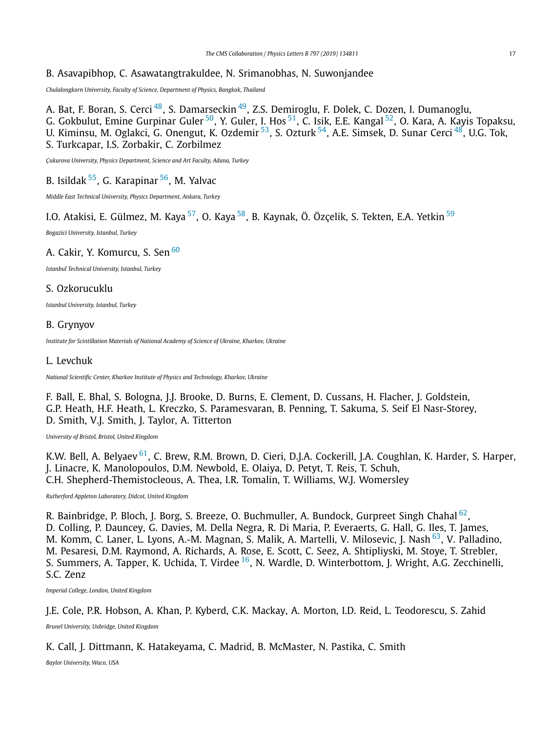B. Asavapibhop, C. Asawatangtrakuldee, N. Srimanobhas, N. Suwonjandee

*Chulalongkorn University, Faculty of Science, Department of Physics, Bangkok, Thailand*

A. Bat, F. Boran, S. Cerci [48], S. Damarseckin [49], Z.S. Demiroglu, F. Dolek, C. Dozen, I. Dumanoglu, G. Gokbulut, Emine Gurpinar Guler [50], Y. Guler, I. Hos [51], C. Isik, E.E. Kangal [52], O. Kara, A. Kayis Topaksu, U. Kiminsu, M. Oglakci, G. Onengut, K. Ozdemir [53], S. Ozturk [54], A.E. Simsek, D. Sunar Cerci [48], U.G. Tok, S. Turkcapar, I.S. Zorbakir, C. Zorbilmez

*Çukurova University, Physics Department, Science and Art Faculty, Adana, Turkey*

B. Isildak [55], G. Karapinar [56], M. Yalvac

*Middle East Technical University, Physics Department, Ankara, Turkey*

I.O. Atakisi, E. Gülmez, M. Kaya [57], O. Kaya [58], B. Kaynak, Ö. Özçelik, S. Tekten, E.A. Yetkin [59]

*Bogazici University, Istanbul, Turkey*

A. Cakir, Y. Komurcu, S. Sen [60]

*Istanbul Technical University, Istanbul, Turkey*

S. Ozkorucuklu

*Istanbul University, Istanbul, Turkey*

B. Grynyov

*Institute for Scintillation Materials of National Academy of Science of Ukraine, Kharkov, Ukraine*

L. Levchuk

*National Scientific Center, Kharkov Institute of Physics and Technology, Kharkov, Ukraine*

F. Ball, E. Bhal, S. Bologna, J.J. Brooke, D. Burns, E. Clement, D. Cussans, H. Flacher, J. Goldstein, G.P. Heath, H.F. Heath, L. Kreczko, S. Paramesvaran, B. Penning, T. Sakuma, S. Seif El Nasr-Storey, D. Smith, V.J. Smith, J. Taylor, A. Titterton

*University of Bristol, Bristol, United Kingdom*

K.W. Bell, A. Belyaev [61], C. Brew, R.M. Brown, D. Cieri, D.J.A. Cockerill, J.A. Coughlan, K. Harder, S. Harper, J. Linacre, K. Manolopoulos, D.M. Newbold, E. Olaiya, D. Petyt, T. Reis, T. Schuh, C.H. Shepherd-Themistocleous, A. Thea, I.R. Tomalin, T. Williams, W.J. Womersley

*Rutherford Appleton Laboratory, Didcot, United Kingdom*

R. Bainbridge, P. Bloch, J. Borg, S. Breeze, O. Buchmuller, A. Bundock, Gurpreet Singh Chahal [62], D. Colling, P. Dauncey, G. Davies, M. Della Negra, R. Di Maria, P. Everaerts, G. Hall, G. Iles, T. James, M. Komm, C. Laner, L. Lyons, A.-M. Magnan, S. Malik, A. Martelli, V. Milosevic, J. Nash [63], V. Palladino, M. Pesaresi, D.M. Raymond, A. Richards, A. Rose, E. Scott, C. Seez, A. Shtipliyski, M. Stoye, T. Strebler, S. Summers, A. Tapper, K. Uchida, T. Virdee [16], N. Wardle, D. Winterbottom, J. Wright, A.G. Zecchinelli, S.C. Zenz

*Imperial College, London, United Kingdom*

J.E. Cole, P.R. Hobson, A. Khan, P. Kyberd, C.K. Mackay, A. Morton, I.D. Reid, L. Teodorescu, S. Zahid

*Brunel University, Uxbridge, United Kingdom*

K. Call, J. Dittmann, K. Hatakeyama, C. Madrid, B. McMaster, N. Pastika, C. Smith

*Baylor University, Waco, USA*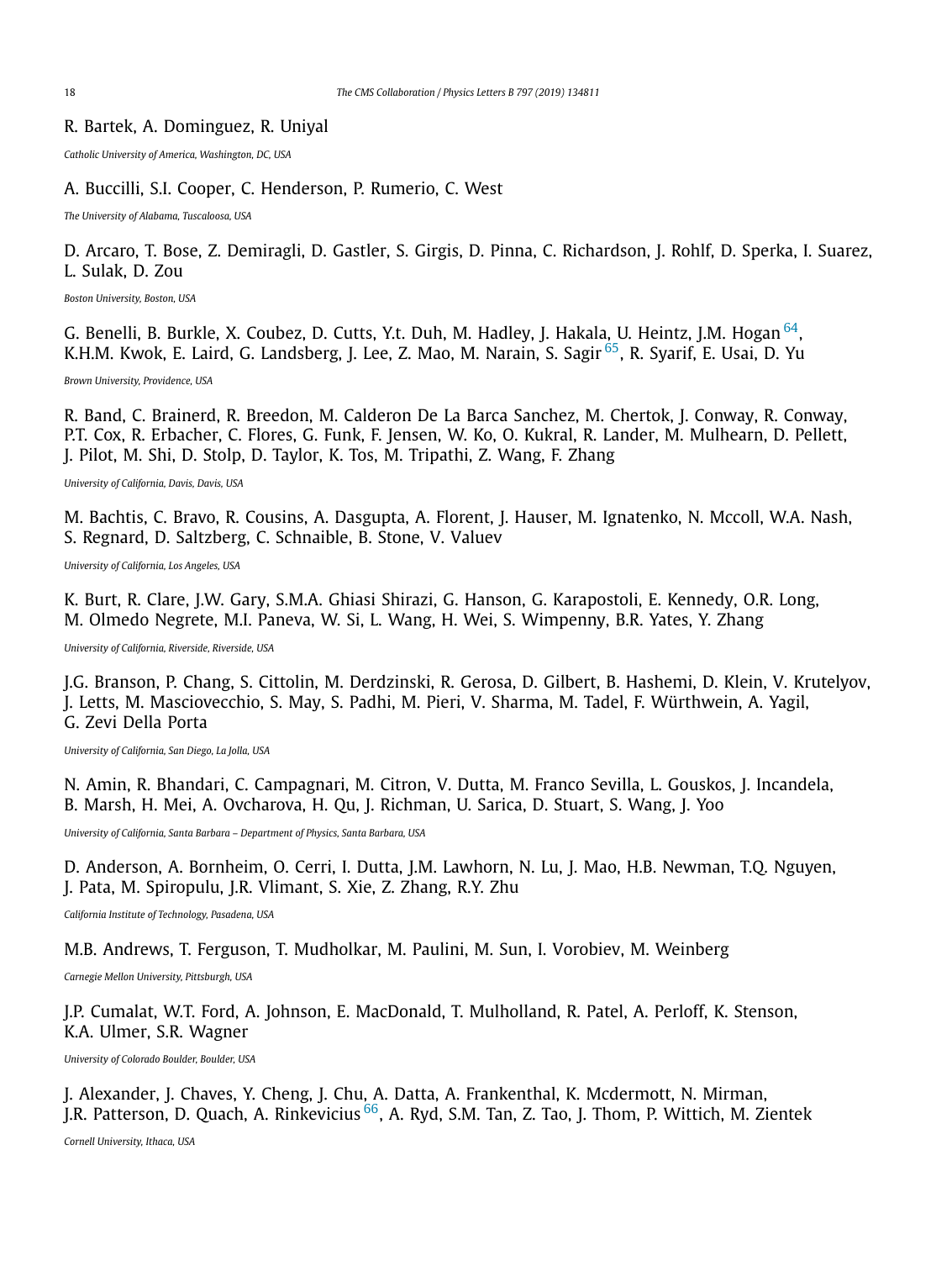R. Bartek, A. Dominguez, R. Uniyal

*Catholic University of America, Washington, DC, USA*

A. Buccilli, S.I. Cooper, C. Henderson, P. Rumerio, C. West

*The University of Alabama, Tuscaloosa, USA*

D. Arcaro, T. Bose, Z. Demiragli, D. Gastler, S. Girgis, D. Pinna, C. Richardson, J. Rohlf, D. Sperka, I. Suarez, L. Sulak, D. Zou

*Boston University, Boston, USA*

G. Benelli, B. Burkle, X. Coubez, D. Cutts, Y.t. Duh, M. Hadley, J. Hakala, U. Heintz, J.M. Hogan [64], K.H.M. Kwok, E. Laird, G. Landsberg, J. Lee, Z. Mao, M. Narain, S. Sagir [65], R. Syarif, E. Usai, D. Yu

*Brown University, Providence, USA*

R. Band, C. Brainerd, R. Breedon, M. Calderon De La Barca Sanchez, M. Chertok, J. Conway, R. Conway, P.T. Cox, R. Erbacher, C. Flores, G. Funk, F. Jensen, W. Ko, O. Kukral, R. Lander, M. Mulhearn, D. Pellett, J. Pilot, M. Shi, D. Stolp, D. Taylor, K. Tos, M. Tripathi, Z. Wang, F. Zhang

*University of California, Davis, Davis, USA*

M. Bachtis, C. Bravo, R. Cousins, A. Dasgupta, A. Florent, J. Hauser, M. Ignatenko, N. Mccoll, W.A. Nash, S. Regnard, D. Saltzberg, C. Schnaible, B. Stone, V. Valuev

*University of California, Los Angeles, USA*

K. Burt, R. Clare, J.W. Gary, S.M.A. Ghiasi Shirazi, G. Hanson, G. Karapostoli, E. Kennedy, O.R. Long, M. Olmedo Negrete, M.I. Paneva, W. Si, L. Wang, H. Wei, S. Wimpenny, B.R. Yates, Y. Zhang

*University of California, Riverside, Riverside, USA*

J.G. Branson, P. Chang, S. Cittolin, M. Derdzinski, R. Gerosa, D. Gilbert, B. Hashemi, D. Klein, V. Krutelyov, J. Letts, M. Masciovecchio, S. May, S. Padhi, M. Pieri, V. Sharma, M. Tadel, F. Würthwein, A. Yagil, G. Zevi Della Porta

*University of California, San Diego, La Jolla, USA*

N. Amin, R. Bhandari, C. Campagnari, M. Citron, V. Dutta, M. Franco Sevilla, L. Gouskos, J. Incandela, B. Marsh, H. Mei, A. Ovcharova, H. Qu, J. Richman, U. Sarica, D. Stuart, S. Wang, J. Yoo

*University of California, Santa Barbara – Department of Physics, Santa Barbara, USA*

D. Anderson, A. Bornheim, O. Cerri, I. Dutta, J.M. Lawhorn, N. Lu, J. Mao, H.B. Newman, T.Q. Nguyen, J. Pata, M. Spiropulu, J.R. Vlimant, S. Xie, Z. Zhang, R.Y. Zhu

*California Institute of Technology, Pasadena, USA*

M.B. Andrews, T. Ferguson, T. Mudholkar, M. Paulini, M. Sun, I. Vorobiev, M. Weinberg

*Carnegie Mellon University, Pittsburgh, USA*

J.P. Cumalat, W.T. Ford, A. Johnson, E. MacDonald, T. Mulholland, R. Patel, A. Perloff, K. Stenson, K.A. Ulmer, S.R. Wagner

*University of Colorado Boulder, Boulder, USA*

J. Alexander, J. Chaves, Y. Cheng, J. Chu, A. Datta, A. Frankenthal, K. Mcdermott, N. Mirman, J.R. Patterson, D. Quach, A. Rinkevicius [66], A. Ryd, S.M. Tan, Z. Tao, J. Thom, P. Wittich, M. Zientek

*Cornell University, Ithaca, USA*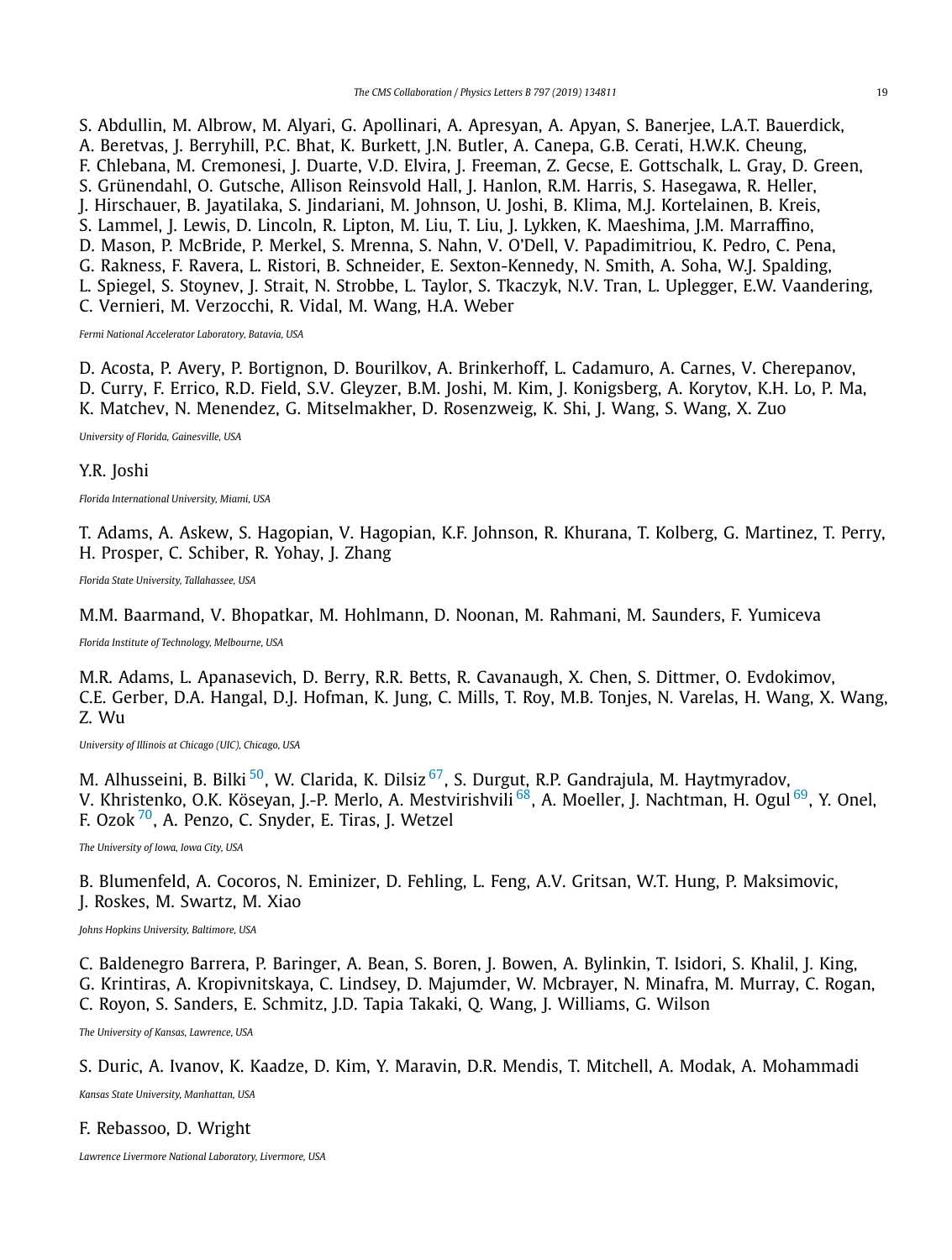S. Abdullin, M. Albrow, M. Alyari, G. Apollinari, A. Apresyan, A. Apyan, S. Banerjee, L.A.T. Bauerdick, A. Beretvas, J. Berryhill, P.C. Bhat, K. Burkett, J.N. Butler, A. Canepa, G.B. Cerati, H.W.K. Cheung, F. Chlebana, M. Cremonesi, J. Duarte, V.D. Elvira, J. Freeman, Z. Gecse, E. Gottschalk, L. Gray, D. Green, S. Grünendahl, O. Gutsche, Allison Reinsvold Hall, J. Hanlon, R.M. Harris, S. Hasegawa, R. Heller, J. Hirschauer, B. Jayatilaka, S. Jindariani, M. Johnson, U. Joshi, B. Klima, M.J. Kortelainen, B. Kreis, S. Lammel, J. Lewis, D. Lincoln, R. Lipton, M. Liu, T. Liu, J. Lykken, K. Maeshima, J.M. Marraffino, D. Mason, P. McBride, P. Merkel, S. Mrenna, S. Nahn, V. O'Dell, V. Papadimitriou, K. Pedro, C. Pena, G. Rakness, F. Ravera, L. Ristori, B. Schneider, E. Sexton-Kennedy, N. Smith, A. Soha, W.J. Spalding, L. Spiegel, S. Stoynev, J. Strait, N. Strobbe, L. Taylor, S. Tkaczyk, N.V. Tran, L. Uplegger, E.W. Vaandering, C. Vernieri, M. Verzocchi, R. Vidal, M. Wang, H.A. Weber

*Fermi National Accelerator Laboratory, Batavia, USA*

D. Acosta, P. Avery, P. Bortignon, D. Bourilkov, A. Brinkerhoff, L. Cadamuro, A. Carnes, V. Cherepanov, D. Curry, F. Errico, R.D. Field, S.V. Gleyzer, B.M. Joshi, M. Kim, J. Konigsberg, A. Korytov, K.H. Lo, P. Ma, K. Matchev, N. Menendez, G. Mitselmakher, D. Rosenzweig, K. Shi, J. Wang, S. Wang, X. Zuo

*University of Florida, Gainesville, USA*

Y.R. Joshi

*Florida International University, Miami, USA*

T. Adams, A. Askew, S. Hagopian, V. Hagopian, K.F. Johnson, R. Khurana, T. Kolberg, G. Martinez, T. Perry, H. Prosper, C. Schiber, R. Yohay, J. Zhang

*Florida State University, Tallahassee, USA*

M.M. Baarmand, V. Bhopatkar, M. Hohlmann, D. Noonan, M. Rahmani, M. Saunders, F. Yumiceva

*Florida Institute of Technology, Melbourne, USA*

M.R. Adams, L. Apanasevich, D. Berry, R.R. Betts, R. Cavanaugh, X. Chen, S. Dittmer, O. Evdokimov, C.E. Gerber, D.A. Hangal, D.J. Hofman, K. Jung, C. Mills, T. Roy, M.B. Tonjes, N. Varelas, H. Wang, X. Wang, Z. Wu

*University of Illinois at Chicago (UIC), Chicago, USA*

M. Alhusseini, B. Bilki [50], W. Clarida, K. Dilsiz [67], S. Durgut, R.P. Gandrajula, M. Haytmyradov, V. Khristenko, O.K. Köseyan, J.-P. Merlo, A. Mestvirishvili [68], A. Moeller, J. Nachtman, H. Ogul [69], Y. Onel, F. Ozok [70], A. Penzo, C. Snyder, E. Tiras, J. Wetzel

*The University of Iowa, Iowa City, USA*

B. Blumenfeld, A. Cocoros, N. Eminizer, D. Fehling, L. Feng, A.V. Gritsan, W.T. Hung, P. Maksimovic, J. Roskes, M. Swartz, M. Xiao

*Johns Hopkins University, Baltimore, USA*

C. Baldenegro Barrera, P. Baringer, A. Bean, S. Boren, J. Bowen, A. Bylinkin, T. Isidori, S. Khalil, J. King, G. Krintiras, A. Kropivnitskaya, C. Lindsey, D. Majumder, W. Mcbrayer, N. Minafra, M. Murray, C. Rogan, C. Royon, S. Sanders, E. Schmitz, J.D. Tapia Takaki, Q. Wang, J. Williams, G. Wilson

*The University of Kansas, Lawrence, USA*

S. Duric, A. Ivanov, K. Kaadze, D. Kim, Y. Maravin, D.R. Mendis, T. Mitchell, A. Modak, A. Mohammadi

*Kansas State University, Manhattan, USA*

F. Rebassoo, D. Wright

*Lawrence Livermore National Laboratory, Livermore, USA*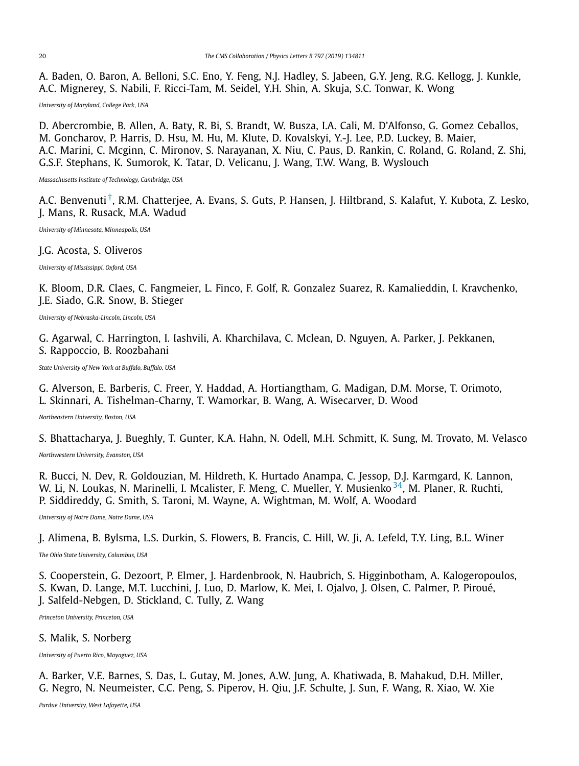A. Baden, O. Baron, A. Belloni, S.C. Eno, Y. Feng, N.J. Hadley, S. Jabeen, G.Y. Jeng, R.G. Kellogg, J. Kunkle, A.C. Mignerey, S. Nabili, F. Ricci-Tam, M. Seidel, Y.H. Shin, A. Skuja, S.C. Tonwar, K. Wong

*University of Maryland, College Park, USA*

D. Abercrombie, B. Allen, A. Baty, R. Bi, S. Brandt, W. Busza, I.A. Cali, M. D'Alfonso, G. Gomez Ceballos, M. Goncharov, P. Harris, D. Hsu, M. Hu, M. Klute, D. Kovalskyi, Y.-J. Lee, P.D. Luckey, B. Maier, A.C. Marini, C. Mcginn, C. Mironov, S. Narayanan, X. Niu, C. Paus, D. Rankin, C. Roland, G. Roland, Z. Shi, G.S.F. Stephans, K. Sumorok, K. Tatar, D. Velicanu, J. Wang, T.W. Wang, B. Wyslouch

*Massachusetts Institute of Technology, Cambridge, USA*

A.C. Benvenuti[†], R.M. Chatterjee, A. Evans, S. Guts, P. Hansen, J. Hiltbrand, S. Kalafut, Y. Kubota, Z. Lesko, J. Mans, R. Rusack, M.A. Wadud

*University of Minnesota, Minneapolis, USA*

J.G. Acosta, S. Oliveros

*University of Mississippi, Oxford, USA*

K. Bloom, D.R. Claes, C. Fangmeier, L. Finco, F. Golf, R. Gonzalez Suarez, R. Kamalieddin, I. Kravchenko, J.E. Siado, G.R. Snow, B. Stieger

*University of Nebraska-Lincoln, Lincoln, USA*

G. Agarwal, C. Harrington, I. Iashvili, A. Kharchilava, C. Mclean, D. Nguyen, A. Parker, J. Pekkanen, S. Rappoccio, B. Roozbahani

*State University of New York at Buffalo, Buffalo, USA*

G. Alverson, E. Barberis, C. Freer, Y. Haddad, A. Hortiangtham, G. Madigan, D.M. Morse, T. Orimoto, L. Skinnari, A. Tishelman-Charny, T. Wamorkar, B. Wang, A. Wisecarver, D. Wood

*Northeastern University, Boston, USA*

S. Bhattacharya, J. Bueghly, T. Gunter, K.A. Hahn, N. Odell, M.H. Schmitt, K. Sung, M. Trovato, M. Velasco

*Northwestern University, Evanston, USA*

R. Bucci, N. Dev, R. Goldouzian, M. Hildreth, K. Hurtado Anampa, C. Jessop, D.J. Karmgard, K. Lannon, W. Li, N. Loukas, N. Marinelli, I. Mcalister, F. Meng, C. Mueller, Y. Musienko[34], M. Planer, R. Ruchti, P. Siddireddy, G. Smith, S. Taroni, M. Wayne, A. Wightman, M. Wolf, A. Woodard

*University of Notre Dame, Notre Dame, USA*

J. Alimena, B. Bylsma, L.S. Durkin, S. Flowers, B. Francis, C. Hill, W. Ji, A. Lefeld, T.Y. Ling, B.L. Winer

*The Ohio State University, Columbus, USA*

S. Cooperstein, G. Dezoort, P. Elmer, J. Hardenbrook, N. Haubrich, S. Higginbotham, A. Kalogeropoulos, S. Kwan, D. Lange, M.T. Lucchini, J. Luo, D. Marlow, K. Mei, I. Ojalvo, J. Olsen, C. Palmer, P. Piroué, J. Salfeld-Nebgen, D. Stickland, C. Tully, Z. Wang

*Princeton University, Princeton, USA*

S. Malik, S. Norberg

*University of Puerto Rico, Mayaguez, USA*

A. Barker, V.E. Barnes, S. Das, L. Gutay, M. Jones, A.W. Jung, A. Khatiwada, B. Mahakud, D.H. Miller, G. Negro, N. Neumeister, C.C. Peng, S. Piperov, H. Qiu, J.F. Schulte, J. Sun, F. Wang, R. Xiao, W. Xie

*Purdue University, West Lafayette, USA*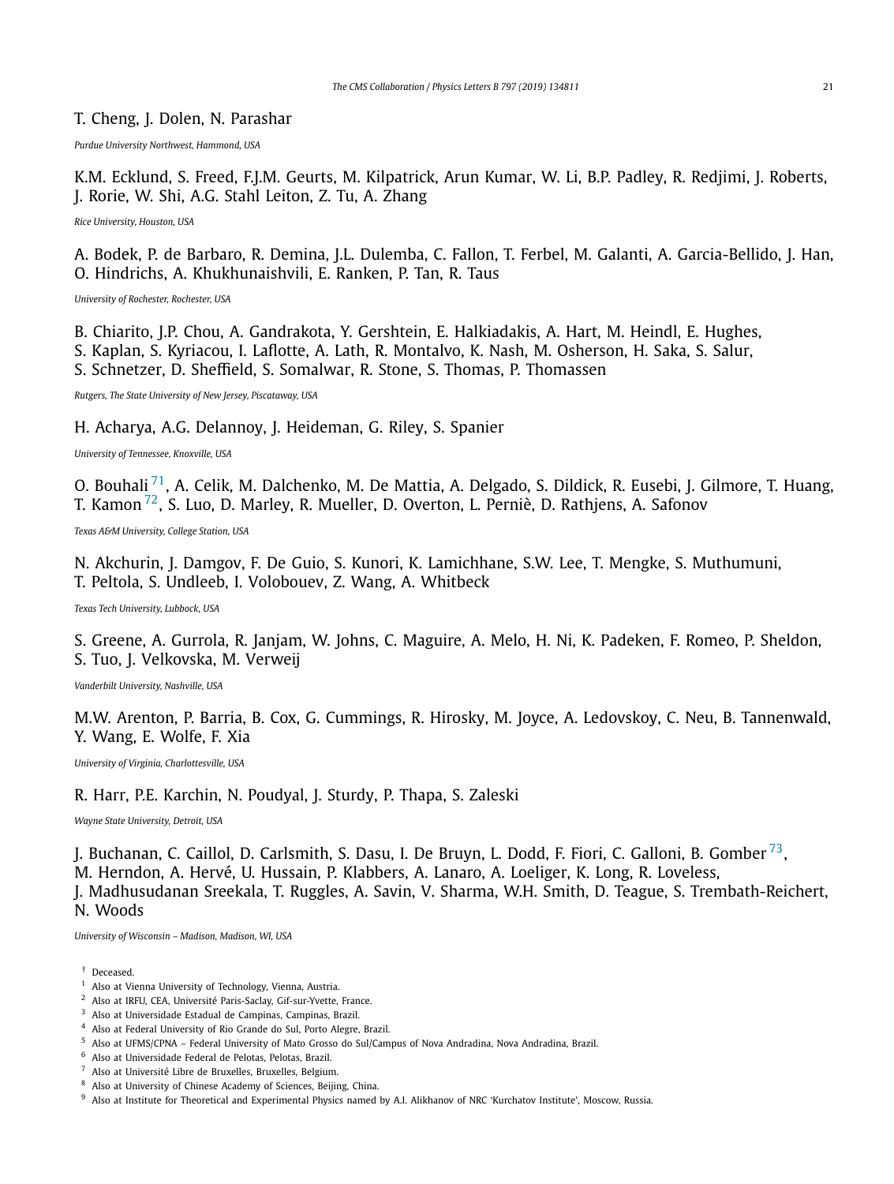T. Cheng, J. Dolen, N. Parashar

*Purdue University Northwest, Hammond, USA*

K.M. Ecklund, S. Freed, F.J.M. Geurts, M. Kilpatrick, Arun Kumar, W. Li, B.P. Padley, R. Redjimi, J. Roberts, J. Rorie, W. Shi, A.G. Stahl Leiton, Z. Tu, A. Zhang

*Rice University, Houston, USA*

A. Bodek, P. de Barbaro, R. Demina, J.L. Dulemba, C. Fallon, T. Ferbel, M. Galanti, A. Garcia-Bellido, J. Han, O. Hindrichs, A. Khukhunaishvili, E. Ranken, P. Tan, R. Taus

*University of Rochester, Rochester, USA*

B. Chiarito, J.P. Chou, A. Gandrakota, Y. Gershtein, E. Halkiadakis, A. Hart, M. Heindl, E. Hughes, S. Kaplan, S. Kyriacou, I. Laflotte, A. Lath, R. Montalvo, K. Nash, M. Osherson, H. Saka, S. Salur, S. Schnetzer, D. Sheffield, S. Somalwar, R. Stone, S. Thomas, P. Thomassen

*Rutgers, The State University of New Jersey, Piscataway, USA*

H. Acharya, A.G. Delannoy, J. Heideman, G. Riley, S. Spanier

*University of Tennessee, Knoxville, USA*

O. Bouhali [71], A. Celik, M. Dalchenko, M. De Mattia, A. Delgado, S. Dildick, R. Eusebi, J. Gilmore, T. Huang, T. Kamon [72], S. Luo, D. Marley, R. Mueller, D. Overton, L. Perniè, D. Rathjens, A. Safonov

*Texas A&M University, College Station, USA*

N. Akchurin, J. Damgov, F. De Guio, S. Kunori, K. Lamichhane, S.W. Lee, T. Mengke, S. Muthumuni, T. Peltola, S. Undleeb, I. Volobouev, Z. Wang, A. Whitbeck

*Texas Tech University, Lubbock, USA*

S. Greene, A. Gurrola, R. Janjam, W. Johns, C. Maguire, A. Melo, H. Ni, K. Padeken, F. Romeo, P. Sheldon, S. Tuo, J. Velkovska, M. Verweij

*Vanderbilt University, Nashville, USA*

M.W. Arenton, P. Barria, B. Cox, G. Cummings, R. Hirosky, M. Joyce, A. Ledovskoy, C. Neu, B. Tannenwald, Y. Wang, E. Wolfe, F. Xia

*University of Virginia, Charlottesville, USA*

R. Harr, P.E. Karchin, N. Poudyal, J. Sturdy, P. Thapa, S. Zaleski

*Wayne State University, Detroit, USA*

J. Buchanan, C. Caillol, D. Carlsmith, S. Dasu, I. De Bruyn, L. Dodd, F. Fiori, C. Galloni, B. Gomber [73], M. Herndon, A. Hervé, U. Hussain, P. Klabbers, A. Lanaro, A. Loeliger, K. Long, R. Loveless, J. Madhusudanan Sreekala, T. Ruggles, A. Savin, V. Sharma, W.H. Smith, D. Teague, S. Trembath-Reichert, N. Woods

*University of Wisconsin – Madison, Madison, WI, USA*

† Deceased.
[1] Also at Vienna University of Technology, Vienna, Austria.
[2] Also at IRFU, CEA, Université Paris-Saclay, Gif-sur-Yvette, France.
[3] Also at Universidade Estadual de Campinas, Campinas, Brazil.
[4] Also at Federal University of Rio Grande do Sul, Porto Alegre, Brazil.
[5] Also at UFMS/CPNA – Federal University of Mato Grosso do Sul/Campus of Nova Andradina, Nova Andradina, Brazil.
[6] Also at Universidade Federal de Pelotas, Pelotas, Brazil.
[7] Also at Université Libre de Bruxelles, Bruxelles, Belgium.
[8] Also at University of Chinese Academy of Sciences, Beijing, China.
[9] Also at Institute for Theoretical and Experimental Physics named by A.I. Alikhanov of NRC 'Kurchatov Institute', Moscow, Russia.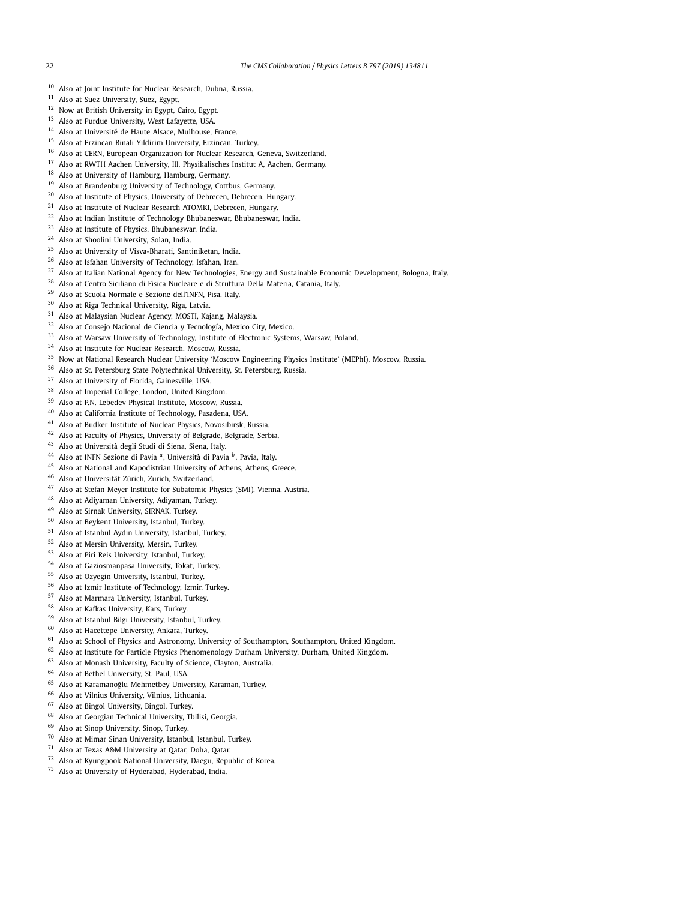[10] Also at Joint Institute for Nuclear Research, Dubna, Russia.
[11] Also at Suez University, Suez, Egypt.
[12] Now at British University in Egypt, Cairo, Egypt.
[13] Also at Purdue University, West Lafayette, USA.
[14] Also at Université de Haute Alsace, Mulhouse, France.
[15] Also at Erzincan Binali Yildirim University, Erzincan, Turkey.
[16] Also at CERN, European Organization for Nuclear Research, Geneva, Switzerland.
[17] Also at RWTH Aachen University, III. Physikalisches Institut A, Aachen, Germany.
[18] Also at University of Hamburg, Hamburg, Germany.
[19] Also at Brandenburg University of Technology, Cottbus, Germany.
[20] Also at Institute of Physics, University of Debrecen, Debrecen, Hungary.
[21] Also at Institute of Nuclear Research ATOMKI, Debrecen, Hungary.
[22] Also at Indian Institute of Technology Bhubaneswar, Bhubaneswar, India.
[23] Also at Institute of Physics, Bhubaneswar, India.
[24] Also at Shoolini University, Solan, India.
[25] Also at University of Visva-Bharati, Santiniketan, India.
[26] Also at Isfahan University of Technology, Isfahan, Iran.
[27] Also at Italian National Agency for New Technologies, Energy and Sustainable Economic Development, Bologna, Italy.
[28] Also at Centro Siciliano di Fisica Nucleare e di Struttura Della Materia, Catania, Italy.
[29] Also at Scuola Normale e Sezione dell'INFN, Pisa, Italy.
[30] Also at Riga Technical University, Riga, Latvia.
[31] Also at Malaysian Nuclear Agency, MOSTI, Kajang, Malaysia.
[32] Also at Consejo Nacional de Ciencia y Tecnología, Mexico City, Mexico.
[33] Also at Warsaw University of Technology, Institute of Electronic Systems, Warsaw, Poland.
[34] Also at Institute for Nuclear Research, Moscow, Russia.
[35] Now at National Research Nuclear University 'Moscow Engineering Physics Institute' (MEPhI), Moscow, Russia.
[36] Also at St. Petersburg State Polytechnical University, St. Petersburg, Russia.
[37] Also at University of Florida, Gainesville, USA.
[38] Also at Imperial College, London, United Kingdom.
[39] Also at P.N. Lebedev Physical Institute, Moscow, Russia.
[40] Also at California Institute of Technology, Pasadena, USA.
[41] Also at Budker Institute of Nuclear Physics, Novosibirsk, Russia.
[42] Also at Faculty of Physics, University of Belgrade, Belgrade, Serbia.
[43] Also at Università degli Studi di Siena, Siena, Italy.
[44] Also at INFN Sezione di Pavia [a], Università di Pavia [b], Pavia, Italy.
[45] Also at National and Kapodistrian University of Athens, Athens, Greece.
[46] Also at Universität Zürich, Zurich, Switzerland.
[47] Also at Stefan Meyer Institute for Subatomic Physics (SMI), Vienna, Austria.
[48] Also at Adiyaman University, Adiyaman, Turkey.
[49] Also at Sirnak University, SIRNAK, Turkey.
[50] Also at Beykent University, Istanbul, Turkey.
[51] Also at Istanbul Aydin University, Istanbul, Turkey.
[52] Also at Mersin University, Mersin, Turkey.
[53] Also at Piri Reis University, Istanbul, Turkey.
[54] Also at Gaziosmanpasa University, Tokat, Turkey.
[55] Also at Ozyegin University, Istanbul, Turkey.
[56] Also at Izmir Institute of Technology, Izmir, Turkey.
[57] Also at Marmara University, Istanbul, Turkey.
[58] Also at Kafkas University, Kars, Turkey.
[59] Also at Istanbul Bilgi University, Istanbul, Turkey.
[60] Also at Hacettepe University, Ankara, Turkey.
[61] Also at School of Physics and Astronomy, University of Southampton, Southampton, United Kingdom.
[62] Also at Institute for Particle Physics Phenomenology Durham University, Durham, United Kingdom.
[63] Also at Monash University, Faculty of Science, Clayton, Australia.
[64] Also at Bethel University, St. Paul, USA.
[65] Also at Karamanoğlu Mehmetbey University, Karaman, Turkey.
[66] Also at Vilnius University, Vilnius, Lithuania.
[67] Also at Bingol University, Bingol, Turkey.
[68] Also at Georgian Technical University, Tbilisi, Georgia.
[69] Also at Sinop University, Sinop, Turkey.
[70] Also at Mimar Sinan University, Istanbul, Istanbul, Turkey.
[71] Also at Texas A&M University at Qatar, Doha, Qatar.
[72] Also at Kyungpook National University, Daegu, Republic of Korea.
[73] Also at University of Hyderabad, Hyderabad, India.